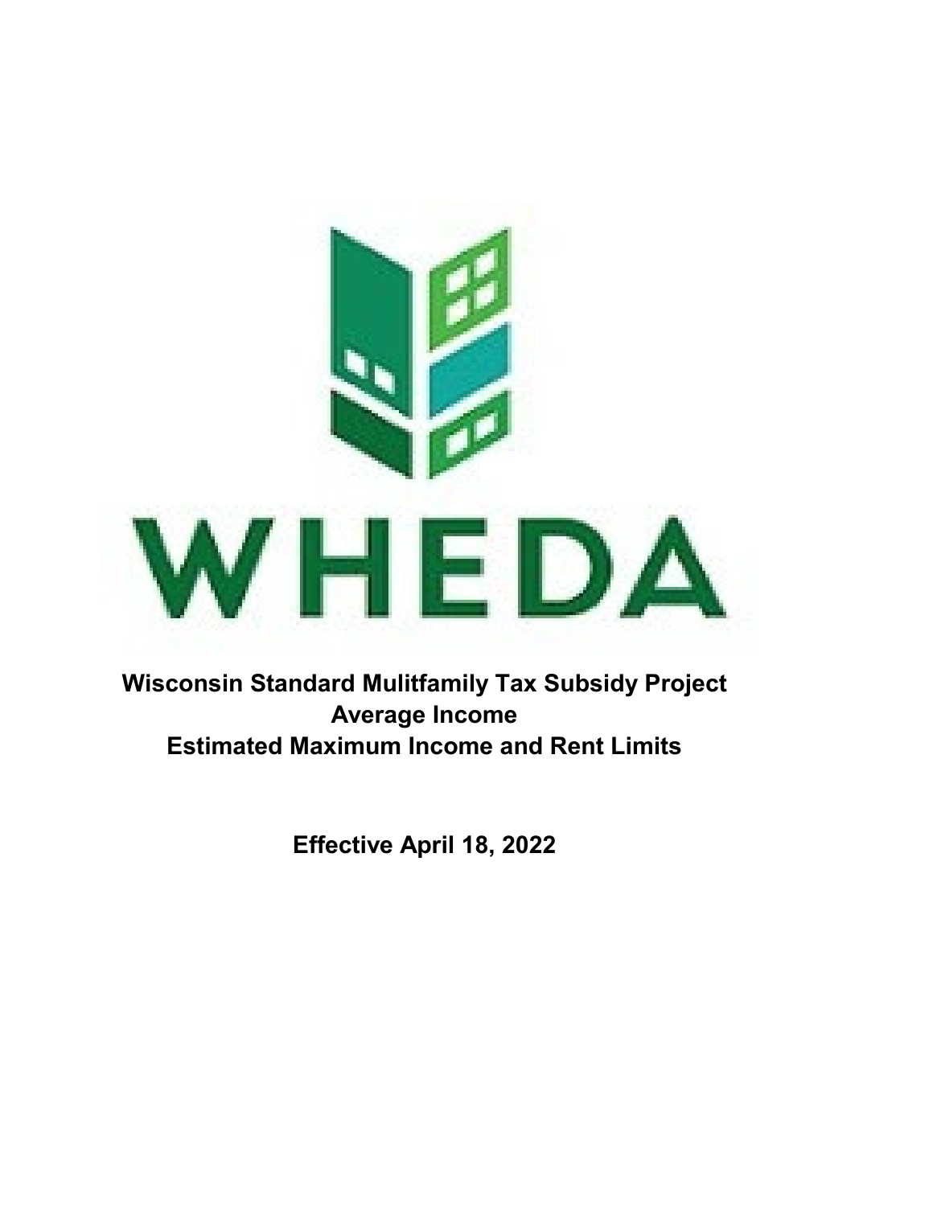WHEDA

**Wisconsin Standard Mulitfamily Tax Subsidy Project**
**Average Income**
**Estimated Maximum Income and Rent Limits**

**Effective April 18, 2022**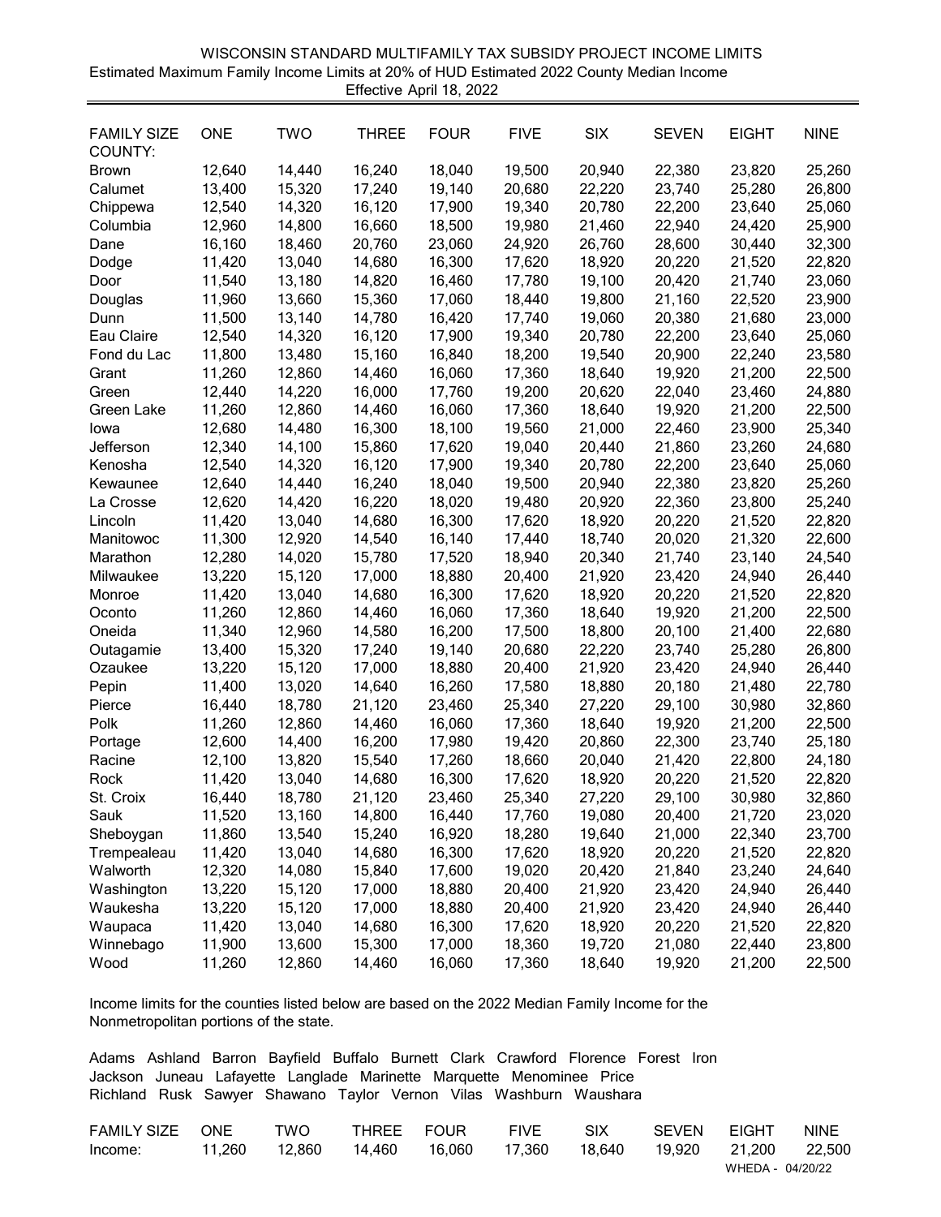# WISCONSIN STANDARD MULTIFAMILY TAX SUBSIDY PROJECT INCOME LIMITS

Estimated Maximum Family Income Limits at 20% of HUD Estimated 2022 County Median Income

Effective April 18, 2022

| FAMILY SIZE COUNTY: | ONE | TWO | THREE | FOUR | FIVE | SIX | SEVEN | EIGHT | NINE |
|---|---|---|---|---|---|---|---|---|---|
| Brown | 12,640 | 14,440 | 16,240 | 18,040 | 19,500 | 20,940 | 22,380 | 23,820 | 25,260 |
| Calumet | 13,400 | 15,320 | 17,240 | 19,140 | 20,680 | 22,220 | 23,740 | 25,280 | 26,800 |
| Chippewa | 12,540 | 14,320 | 16,120 | 17,900 | 19,340 | 20,780 | 22,200 | 23,640 | 25,060 |
| Columbia | 12,960 | 14,800 | 16,660 | 18,500 | 19,980 | 21,460 | 22,940 | 24,420 | 25,900 |
| Dane | 16,160 | 18,460 | 20,760 | 23,060 | 24,920 | 26,760 | 28,600 | 30,440 | 32,300 |
| Dodge | 11,420 | 13,040 | 14,680 | 16,300 | 17,620 | 18,920 | 20,220 | 21,520 | 22,820 |
| Door | 11,540 | 13,180 | 14,820 | 16,460 | 17,780 | 19,100 | 20,420 | 21,740 | 23,060 |
| Douglas | 11,960 | 13,660 | 15,360 | 17,060 | 18,440 | 19,800 | 21,160 | 22,520 | 23,900 |
| Dunn | 11,500 | 13,140 | 14,780 | 16,420 | 17,740 | 19,060 | 20,380 | 21,680 | 23,000 |
| Eau Claire | 12,540 | 14,320 | 16,120 | 17,900 | 19,340 | 20,780 | 22,200 | 23,640 | 25,060 |
| Fond du Lac | 11,800 | 13,480 | 15,160 | 16,840 | 18,200 | 19,540 | 20,900 | 22,240 | 23,580 |
| Grant | 11,260 | 12,860 | 14,460 | 16,060 | 17,360 | 18,640 | 19,920 | 21,200 | 22,500 |
| Green | 12,440 | 14,220 | 16,000 | 17,760 | 19,200 | 20,620 | 22,040 | 23,460 | 24,880 |
| Green Lake | 11,260 | 12,860 | 14,460 | 16,060 | 17,360 | 18,640 | 19,920 | 21,200 | 22,500 |
| Iowa | 12,680 | 14,480 | 16,300 | 18,100 | 19,560 | 21,000 | 22,460 | 23,900 | 25,340 |
| Jefferson | 12,340 | 14,100 | 15,860 | 17,620 | 19,040 | 20,440 | 21,860 | 23,260 | 24,680 |
| Kenosha | 12,540 | 14,320 | 16,120 | 17,900 | 19,340 | 20,780 | 22,200 | 23,640 | 25,060 |
| Kewaunee | 12,640 | 14,440 | 16,240 | 18,040 | 19,500 | 20,940 | 22,380 | 23,820 | 25,260 |
| La Crosse | 12,620 | 14,420 | 16,220 | 18,020 | 19,480 | 20,920 | 22,360 | 23,800 | 25,240 |
| Lincoln | 11,420 | 13,040 | 14,680 | 16,300 | 17,620 | 18,920 | 20,220 | 21,520 | 22,820 |
| Manitowoc | 11,300 | 12,920 | 14,540 | 16,140 | 17,440 | 18,740 | 20,020 | 21,320 | 22,600 |
| Marathon | 12,280 | 14,020 | 15,780 | 17,520 | 18,940 | 20,340 | 21,740 | 23,140 | 24,540 |
| Milwaukee | 13,220 | 15,120 | 17,000 | 18,880 | 20,400 | 21,920 | 23,420 | 24,940 | 26,440 |
| Monroe | 11,420 | 13,040 | 14,680 | 16,300 | 17,620 | 18,920 | 20,220 | 21,520 | 22,820 |
| Oconto | 11,260 | 12,860 | 14,460 | 16,060 | 17,360 | 18,640 | 19,920 | 21,200 | 22,500 |
| Oneida | 11,340 | 12,960 | 14,580 | 16,200 | 17,500 | 18,800 | 20,100 | 21,400 | 22,680 |
| Outagamie | 13,400 | 15,320 | 17,240 | 19,140 | 20,680 | 22,220 | 23,740 | 25,280 | 26,800 |
| Ozaukee | 13,220 | 15,120 | 17,000 | 18,880 | 20,400 | 21,920 | 23,420 | 24,940 | 26,440 |
| Pepin | 11,400 | 13,020 | 14,640 | 16,260 | 17,580 | 18,880 | 20,180 | 21,480 | 22,780 |
| Pierce | 16,440 | 18,780 | 21,120 | 23,460 | 25,340 | 27,220 | 29,100 | 30,980 | 32,860 |
| Polk | 11,260 | 12,860 | 14,460 | 16,060 | 17,360 | 18,640 | 19,920 | 21,200 | 22,500 |
| Portage | 12,600 | 14,400 | 16,200 | 17,980 | 19,420 | 20,860 | 22,300 | 23,740 | 25,180 |
| Racine | 12,100 | 13,820 | 15,540 | 17,260 | 18,660 | 20,040 | 21,420 | 22,800 | 24,180 |
| Rock | 11,420 | 13,040 | 14,680 | 16,300 | 17,620 | 18,920 | 20,220 | 21,520 | 22,820 |
| St. Croix | 16,440 | 18,780 | 21,120 | 23,460 | 25,340 | 27,220 | 29,100 | 30,980 | 32,860 |
| Sauk | 11,520 | 13,160 | 14,800 | 16,440 | 17,760 | 19,080 | 20,400 | 21,720 | 23,020 |
| Sheboygan | 11,860 | 13,540 | 15,240 | 16,920 | 18,280 | 19,640 | 21,000 | 22,340 | 23,700 |
| Trempealeau | 11,420 | 13,040 | 14,680 | 16,300 | 17,620 | 18,920 | 20,220 | 21,520 | 22,820 |
| Walworth | 12,320 | 14,080 | 15,840 | 17,600 | 19,020 | 20,420 | 21,840 | 23,240 | 24,640 |
| Washington | 13,220 | 15,120 | 17,000 | 18,880 | 20,400 | 21,920 | 23,420 | 24,940 | 26,440 |
| Waukesha | 13,220 | 15,120 | 17,000 | 18,880 | 20,400 | 21,920 | 23,420 | 24,940 | 26,440 |
| Waupaca | 11,420 | 13,040 | 14,680 | 16,300 | 17,620 | 18,920 | 20,220 | 21,520 | 22,820 |
| Winnebago | 11,900 | 13,600 | 15,300 | 17,000 | 18,360 | 19,720 | 21,080 | 22,440 | 23,800 |
| Wood | 11,260 | 12,860 | 14,460 | 16,060 | 17,360 | 18,640 | 19,920 | 21,200 | 22,500 |

Income limits for the counties listed below are based on the 2022 Median Family Income for the Nonmetropolitan portions of the state.

Adams Ashland Barron Bayfield Buffalo Burnett Clark Crawford Florence Forest Iron Jackson Juneau Lafayette Langlade Marinette Marquette Menominee Price Richland Rusk Sawyer Shawano Taylor Vernon Vilas Washburn Waushara

| FAMILY SIZE | ONE | TWO | THREE | FOUR | FIVE | SIX | SEVEN | EIGHT | NINE |
|---|---|---|---|---|---|---|---|---|---|
| Income: | 11,260 | 12,860 | 14,460 | 16,060 | 17,360 | 18,640 | 19,920 | 21,200 | 22,500 |

WHEDA - 04/20/22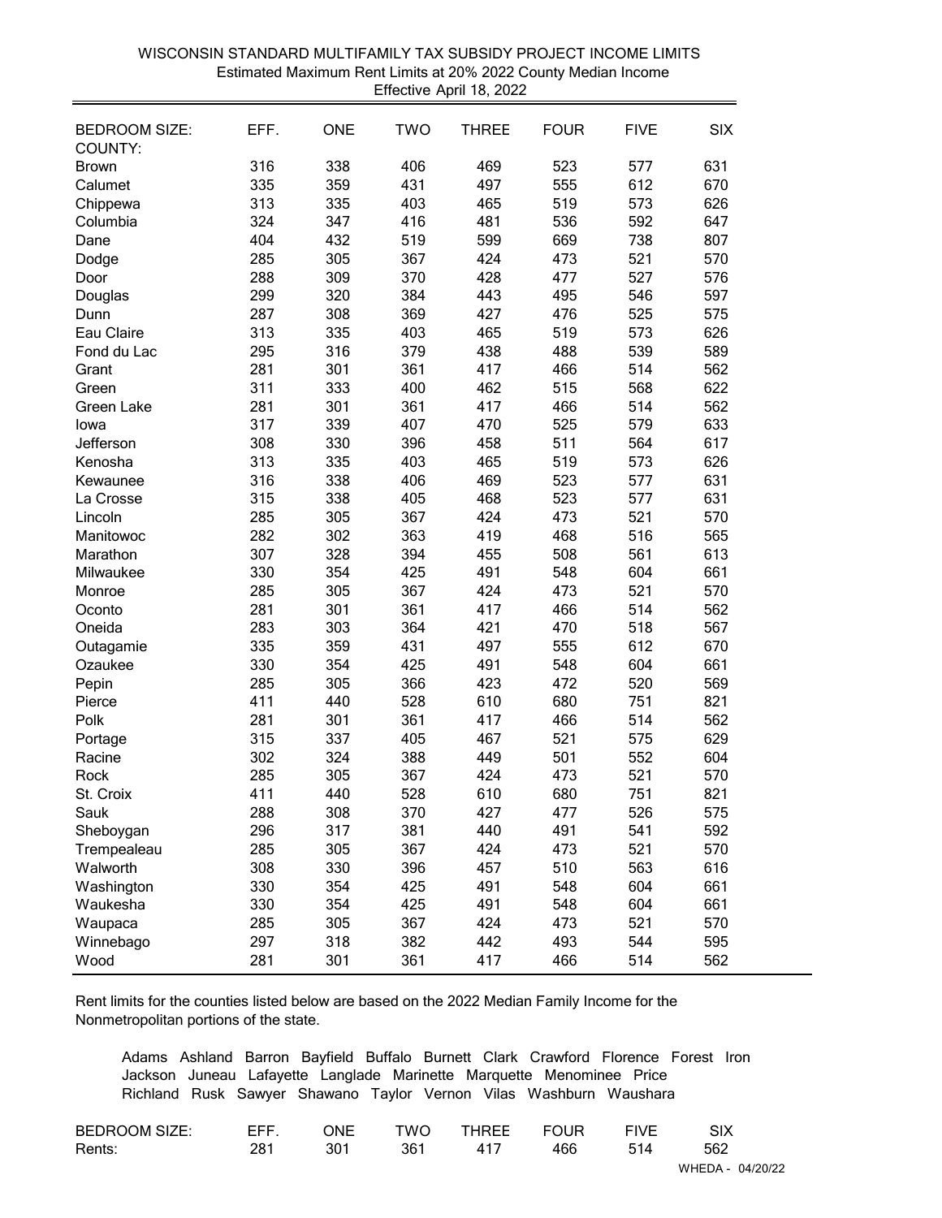# WISCONSIN STANDARD MULTIFAMILY TAX SUBSIDY PROJECT INCOME LIMITS

Estimated Maximum Rent Limits at 20% 2022 County Median Income

Effective April 18, 2022

| BEDROOM SIZE: | EFF. | ONE | TWO | THREE | FOUR | FIVE | SIX |
|---|---|---|---|---|---|---|---|
| COUNTY: | | | | | | | |
| Brown | 316 | 338 | 406 | 469 | 523 | 577 | 631 |
| Calumet | 335 | 359 | 431 | 497 | 555 | 612 | 670 |
| Chippewa | 313 | 335 | 403 | 465 | 519 | 573 | 626 |
| Columbia | 324 | 347 | 416 | 481 | 536 | 592 | 647 |
| Dane | 404 | 432 | 519 | 599 | 669 | 738 | 807 |
| Dodge | 285 | 305 | 367 | 424 | 473 | 521 | 570 |
| Door | 288 | 309 | 370 | 428 | 477 | 527 | 576 |
| Douglas | 299 | 320 | 384 | 443 | 495 | 546 | 597 |
| Dunn | 287 | 308 | 369 | 427 | 476 | 525 | 575 |
| Eau Claire | 313 | 335 | 403 | 465 | 519 | 573 | 626 |
| Fond du Lac | 295 | 316 | 379 | 438 | 488 | 539 | 589 |
| Grant | 281 | 301 | 361 | 417 | 466 | 514 | 562 |
| Green | 311 | 333 | 400 | 462 | 515 | 568 | 622 |
| Green Lake | 281 | 301 | 361 | 417 | 466 | 514 | 562 |
| Iowa | 317 | 339 | 407 | 470 | 525 | 579 | 633 |
| Jefferson | 308 | 330 | 396 | 458 | 511 | 564 | 617 |
| Kenosha | 313 | 335 | 403 | 465 | 519 | 573 | 626 |
| Kewaunee | 316 | 338 | 406 | 469 | 523 | 577 | 631 |
| La Crosse | 315 | 338 | 405 | 468 | 523 | 577 | 631 |
| Lincoln | 285 | 305 | 367 | 424 | 473 | 521 | 570 |
| Manitowoc | 282 | 302 | 363 | 419 | 468 | 516 | 565 |
| Marathon | 307 | 328 | 394 | 455 | 508 | 561 | 613 |
| Milwaukee | 330 | 354 | 425 | 491 | 548 | 604 | 661 |
| Monroe | 285 | 305 | 367 | 424 | 473 | 521 | 570 |
| Oconto | 281 | 301 | 361 | 417 | 466 | 514 | 562 |
| Oneida | 283 | 303 | 364 | 421 | 470 | 518 | 567 |
| Outagamie | 335 | 359 | 431 | 497 | 555 | 612 | 670 |
| Ozaukee | 330 | 354 | 425 | 491 | 548 | 604 | 661 |
| Pepin | 285 | 305 | 366 | 423 | 472 | 520 | 569 |
| Pierce | 411 | 440 | 528 | 610 | 680 | 751 | 821 |
| Polk | 281 | 301 | 361 | 417 | 466 | 514 | 562 |
| Portage | 315 | 337 | 405 | 467 | 521 | 575 | 629 |
| Racine | 302 | 324 | 388 | 449 | 501 | 552 | 604 |
| Rock | 285 | 305 | 367 | 424 | 473 | 521 | 570 |
| St. Croix | 411 | 440 | 528 | 610 | 680 | 751 | 821 |
| Sauk | 288 | 308 | 370 | 427 | 477 | 526 | 575 |
| Sheboygan | 296 | 317 | 381 | 440 | 491 | 541 | 592 |
| Trempealeau | 285 | 305 | 367 | 424 | 473 | 521 | 570 |
| Walworth | 308 | 330 | 396 | 457 | 510 | 563 | 616 |
| Washington | 330 | 354 | 425 | 491 | 548 | 604 | 661 |
| Waukesha | 330 | 354 | 425 | 491 | 548 | 604 | 661 |
| Waupaca | 285 | 305 | 367 | 424 | 473 | 521 | 570 |
| Winnebago | 297 | 318 | 382 | 442 | 493 | 544 | 595 |
| Wood | 281 | 301 | 361 | 417 | 466 | 514 | 562 |

Rent limits for the counties listed below are based on the 2022 Median Family Income for the Nonmetropolitan portions of the state.

Adams Ashland Barron Bayfield Buffalo Burnett Clark Crawford Florence Forest Iron Jackson Juneau Lafayette Langlade Marinette Marquette Menominee Price Richland Rusk Sawyer Shawano Taylor Vernon Vilas Washburn Waushara

| BEDROOM SIZE: | EFF. | ONE | TWO | THREE | FOUR | FIVE | SIX |
|---|---|---|---|---|---|---|---|
| Rents: | 281 | 301 | 361 | 417 | 466 | 514 | 562 |

WHEDA - 04/20/22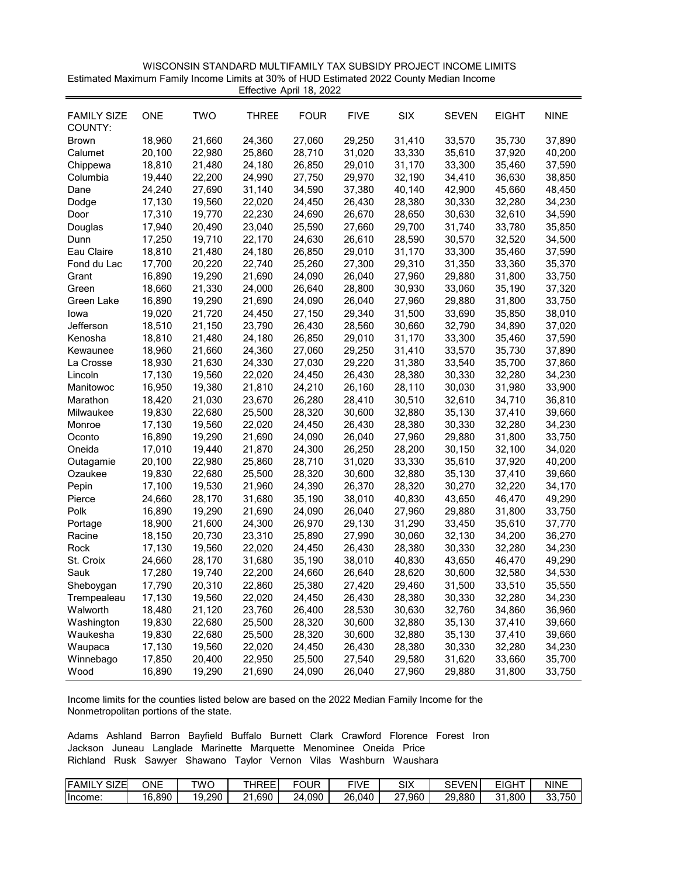WISCONSIN STANDARD MULTIFAMILY TAX SUBSIDY PROJECT INCOME LIMITS

Estimated Maximum Family Income Limits at 30% of HUD Estimated 2022 County Median Income

Effective April 18, 2022

| FAMILY SIZE COUNTY: | ONE | TWO | THREE | FOUR | FIVE | SIX | SEVEN | EIGHT | NINE |
|---|---|---|---|---|---|---|---|---|---|
| Brown | 18,960 | 21,660 | 24,360 | 27,060 | 29,250 | 31,410 | 33,570 | 35,730 | 37,890 |
| Calumet | 20,100 | 22,980 | 25,860 | 28,710 | 31,020 | 33,330 | 35,610 | 37,920 | 40,200 |
| Chippewa | 18,810 | 21,480 | 24,180 | 26,850 | 29,010 | 31,170 | 33,300 | 35,460 | 37,590 |
| Columbia | 19,440 | 22,200 | 24,990 | 27,750 | 29,970 | 32,190 | 34,410 | 36,630 | 38,850 |
| Dane | 24,240 | 27,690 | 31,140 | 34,590 | 37,380 | 40,140 | 42,900 | 45,660 | 48,450 |
| Dodge | 17,130 | 19,560 | 22,020 | 24,450 | 26,430 | 28,380 | 30,330 | 32,280 | 34,230 |
| Door | 17,310 | 19,770 | 22,230 | 24,690 | 26,670 | 28,650 | 30,630 | 32,610 | 34,590 |
| Douglas | 17,940 | 20,490 | 23,040 | 25,590 | 27,660 | 29,700 | 31,740 | 33,780 | 35,850 |
| Dunn | 17,250 | 19,710 | 22,170 | 24,630 | 26,610 | 28,590 | 30,570 | 32,520 | 34,500 |
| Eau Claire | 18,810 | 21,480 | 24,180 | 26,850 | 29,010 | 31,170 | 33,300 | 35,460 | 37,590 |
| Fond du Lac | 17,700 | 20,220 | 22,740 | 25,260 | 27,300 | 29,310 | 31,350 | 33,360 | 35,370 |
| Grant | 16,890 | 19,290 | 21,690 | 24,090 | 26,040 | 27,960 | 29,880 | 31,800 | 33,750 |
| Green | 18,660 | 21,330 | 24,000 | 26,640 | 28,800 | 30,930 | 33,060 | 35,190 | 37,320 |
| Green Lake | 16,890 | 19,290 | 21,690 | 24,090 | 26,040 | 27,960 | 29,880 | 31,800 | 33,750 |
| Iowa | 19,020 | 21,720 | 24,450 | 27,150 | 29,340 | 31,500 | 33,690 | 35,850 | 38,010 |
| Jefferson | 18,510 | 21,150 | 23,790 | 26,430 | 28,560 | 30,660 | 32,790 | 34,890 | 37,020 |
| Kenosha | 18,810 | 21,480 | 24,180 | 26,850 | 29,010 | 31,170 | 33,300 | 35,460 | 37,590 |
| Kewaunee | 18,960 | 21,660 | 24,360 | 27,060 | 29,250 | 31,410 | 33,570 | 35,730 | 37,890 |
| La Crosse | 18,930 | 21,630 | 24,330 | 27,030 | 29,220 | 31,380 | 33,540 | 35,700 | 37,860 |
| Lincoln | 17,130 | 19,560 | 22,020 | 24,450 | 26,430 | 28,380 | 30,330 | 32,280 | 34,230 |
| Manitowoc | 16,950 | 19,380 | 21,810 | 24,210 | 26,160 | 28,110 | 30,030 | 31,980 | 33,900 |
| Marathon | 18,420 | 21,030 | 23,670 | 26,280 | 28,410 | 30,510 | 32,610 | 34,710 | 36,810 |
| Milwaukee | 19,830 | 22,680 | 25,500 | 28,320 | 30,600 | 32,880 | 35,130 | 37,410 | 39,660 |
| Monroe | 17,130 | 19,560 | 22,020 | 24,450 | 26,430 | 28,380 | 30,330 | 32,280 | 34,230 |
| Oconto | 16,890 | 19,290 | 21,690 | 24,090 | 26,040 | 27,960 | 29,880 | 31,800 | 33,750 |
| Oneida | 17,010 | 19,440 | 21,870 | 24,300 | 26,250 | 28,200 | 30,150 | 32,100 | 34,020 |
| Outagamie | 20,100 | 22,980 | 25,860 | 28,710 | 31,020 | 33,330 | 35,610 | 37,920 | 40,200 |
| Ozaukee | 19,830 | 22,680 | 25,500 | 28,320 | 30,600 | 32,880 | 35,130 | 37,410 | 39,660 |
| Pepin | 17,100 | 19,530 | 21,960 | 24,390 | 26,370 | 28,320 | 30,270 | 32,220 | 34,170 |
| Pierce | 24,660 | 28,170 | 31,680 | 35,190 | 38,010 | 40,830 | 43,650 | 46,470 | 49,290 |
| Polk | 16,890 | 19,290 | 21,690 | 24,090 | 26,040 | 27,960 | 29,880 | 31,800 | 33,750 |
| Portage | 18,900 | 21,600 | 24,300 | 26,970 | 29,130 | 31,290 | 33,450 | 35,610 | 37,770 |
| Racine | 18,150 | 20,730 | 23,310 | 25,890 | 27,990 | 30,060 | 32,130 | 34,200 | 36,270 |
| Rock | 17,130 | 19,560 | 22,020 | 24,450 | 26,430 | 28,380 | 30,330 | 32,280 | 34,230 |
| St. Croix | 24,660 | 28,170 | 31,680 | 35,190 | 38,010 | 40,830 | 43,650 | 46,470 | 49,290 |
| Sauk | 17,280 | 19,740 | 22,200 | 24,660 | 26,640 | 28,620 | 30,600 | 32,580 | 34,530 |
| Sheboygan | 17,790 | 20,310 | 22,860 | 25,380 | 27,420 | 29,460 | 31,500 | 33,510 | 35,550 |
| Trempealeau | 17,130 | 19,560 | 22,020 | 24,450 | 26,430 | 28,380 | 30,330 | 32,280 | 34,230 |
| Walworth | 18,480 | 21,120 | 23,760 | 26,400 | 28,530 | 30,630 | 32,760 | 34,860 | 36,960 |
| Washington | 19,830 | 22,680 | 25,500 | 28,320 | 30,600 | 32,880 | 35,130 | 37,410 | 39,660 |
| Waukesha | 19,830 | 22,680 | 25,500 | 28,320 | 30,600 | 32,880 | 35,130 | 37,410 | 39,660 |
| Waupaca | 17,130 | 19,560 | 22,020 | 24,450 | 26,430 | 28,380 | 30,330 | 32,280 | 34,230 |
| Winnebago | 17,850 | 20,400 | 22,950 | 25,500 | 27,540 | 29,580 | 31,620 | 33,660 | 35,700 |
| Wood | 16,890 | 19,290 | 21,690 | 24,090 | 26,040 | 27,960 | 29,880 | 31,800 | 33,750 |

Income limits for the counties listed below are based on the 2022 Median Family Income for the Nonmetropolitan portions of the state.

Adams Ashland Barron Bayfield Buffalo Burnett Clark Crawford Florence Forest Iron Jackson Juneau Langlade Marinette Marquette Menominee Oneida Price Richland Rusk Sawyer Shawano Taylor Vernon Vilas Washburn Waushara

| FAMILY SIZE | ONE | TWO | THREE | FOUR | FIVE | SIX | SEVEN | EIGHT | NINE |
|---|---|---|---|---|---|---|---|---|---|
| Income: | 16,890 | 19,290 | 21,690 | 24,090 | 26,040 | 27,960 | 29,880 | 31,800 | 33,750 |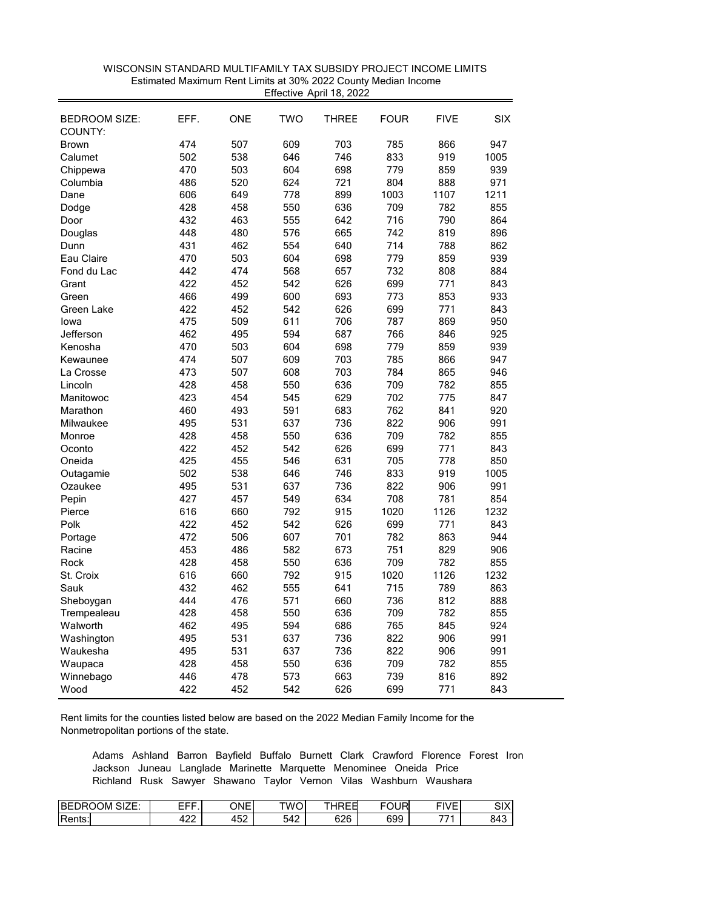WISCONSIN STANDARD MULTIFAMILY TAX SUBSIDY PROJECT INCOME LIMITS
Estimated Maximum Rent Limits at 30% 2022 County Median Income
Effective April 18, 2022

| BEDROOM SIZE: | EFF. | ONE | TWO | THREE | FOUR | FIVE | SIX |
|---|---|---|---|---|---|---|---|
| COUNTY: | | | | | | | |
| Brown | 474 | 507 | 609 | 703 | 785 | 866 | 947 |
| Calumet | 502 | 538 | 646 | 746 | 833 | 919 | 1005 |
| Chippewa | 470 | 503 | 604 | 698 | 779 | 859 | 939 |
| Columbia | 486 | 520 | 624 | 721 | 804 | 888 | 971 |
| Dane | 606 | 649 | 778 | 899 | 1003 | 1107 | 1211 |
| Dodge | 428 | 458 | 550 | 636 | 709 | 782 | 855 |
| Door | 432 | 463 | 555 | 642 | 716 | 790 | 864 |
| Douglas | 448 | 480 | 576 | 665 | 742 | 819 | 896 |
| Dunn | 431 | 462 | 554 | 640 | 714 | 788 | 862 |
| Eau Claire | 470 | 503 | 604 | 698 | 779 | 859 | 939 |
| Fond du Lac | 442 | 474 | 568 | 657 | 732 | 808 | 884 |
| Grant | 422 | 452 | 542 | 626 | 699 | 771 | 843 |
| Green | 466 | 499 | 600 | 693 | 773 | 853 | 933 |
| Green Lake | 422 | 452 | 542 | 626 | 699 | 771 | 843 |
| Iowa | 475 | 509 | 611 | 706 | 787 | 869 | 950 |
| Jefferson | 462 | 495 | 594 | 687 | 766 | 846 | 925 |
| Kenosha | 470 | 503 | 604 | 698 | 779 | 859 | 939 |
| Kewaunee | 474 | 507 | 609 | 703 | 785 | 866 | 947 |
| La Crosse | 473 | 507 | 608 | 703 | 784 | 865 | 946 |
| Lincoln | 428 | 458 | 550 | 636 | 709 | 782 | 855 |
| Manitowoc | 423 | 454 | 545 | 629 | 702 | 775 | 847 |
| Marathon | 460 | 493 | 591 | 683 | 762 | 841 | 920 |
| Milwaukee | 495 | 531 | 637 | 736 | 822 | 906 | 991 |
| Monroe | 428 | 458 | 550 | 636 | 709 | 782 | 855 |
| Oconto | 422 | 452 | 542 | 626 | 699 | 771 | 843 |
| Oneida | 425 | 455 | 546 | 631 | 705 | 778 | 850 |
| Outagamie | 502 | 538 | 646 | 746 | 833 | 919 | 1005 |
| Ozaukee | 495 | 531 | 637 | 736 | 822 | 906 | 991 |
| Pepin | 427 | 457 | 549 | 634 | 708 | 781 | 854 |
| Pierce | 616 | 660 | 792 | 915 | 1020 | 1126 | 1232 |
| Polk | 422 | 452 | 542 | 626 | 699 | 771 | 843 |
| Portage | 472 | 506 | 607 | 701 | 782 | 863 | 944 |
| Racine | 453 | 486 | 582 | 673 | 751 | 829 | 906 |
| Rock | 428 | 458 | 550 | 636 | 709 | 782 | 855 |
| St. Croix | 616 | 660 | 792 | 915 | 1020 | 1126 | 1232 |
| Sauk | 432 | 462 | 555 | 641 | 715 | 789 | 863 |
| Sheboygan | 444 | 476 | 571 | 660 | 736 | 812 | 888 |
| Trempealeau | 428 | 458 | 550 | 636 | 709 | 782 | 855 |
| Walworth | 462 | 495 | 594 | 686 | 765 | 845 | 924 |
| Washington | 495 | 531 | 637 | 736 | 822 | 906 | 991 |
| Waukesha | 495 | 531 | 637 | 736 | 822 | 906 | 991 |
| Waupaca | 428 | 458 | 550 | 636 | 709 | 782 | 855 |
| Winnebago | 446 | 478 | 573 | 663 | 739 | 816 | 892 |
| Wood | 422 | 452 | 542 | 626 | 699 | 771 | 843 |

Rent limits for the counties listed below are based on the 2022 Median Family Income for the Nonmetropolitan portions of the state.

Adams Ashland Barron Bayfield Buffalo Burnett Clark Crawford Florence Forest Iron Jackson Juneau Langlade Marinette Marquette Menominee Oneida Price Richland Rusk Sawyer Shawano Taylor Vernon Vilas Washburn Waushara

| BEDROOM SIZE: | EFF. | ONE | TWO | THREE | FOUR | FIVE | SIX |
|---|---|---|---|---|---|---|---|
| Rents: | 422 | 452 | 542 | 626 | 699 | 771 | 843 |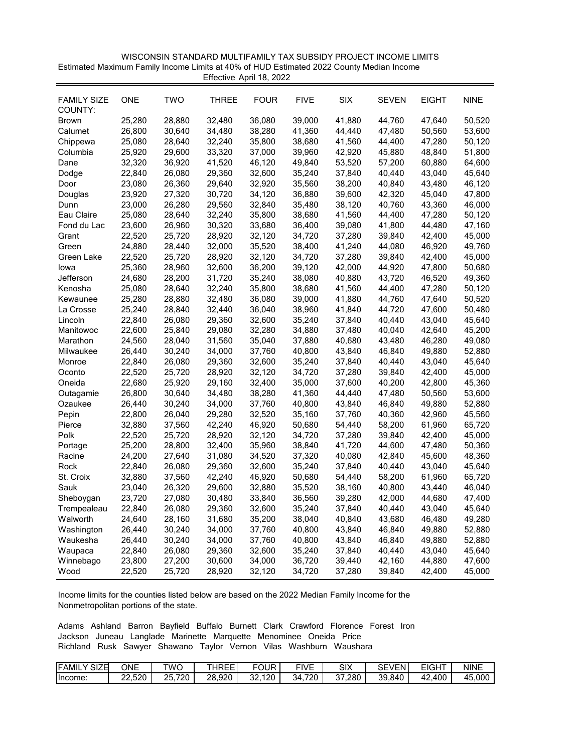WISCONSIN STANDARD MULTIFAMILY TAX SUBSIDY PROJECT INCOME LIMITS

Estimated Maximum Family Income Limits at 40% of HUD Estimated 2022 County Median Income

Effective April 18, 2022

| FAMILY SIZE COUNTY: | ONE | TWO | THREE | FOUR | FIVE | SIX | SEVEN | EIGHT | NINE |
|---|---|---|---|---|---|---|---|---|---|
| Brown | 25,280 | 28,880 | 32,480 | 36,080 | 39,000 | 41,880 | 44,760 | 47,640 | 50,520 |
| Calumet | 26,800 | 30,640 | 34,480 | 38,280 | 41,360 | 44,440 | 47,480 | 50,560 | 53,600 |
| Chippewa | 25,080 | 28,640 | 32,240 | 35,800 | 38,680 | 41,560 | 44,400 | 47,280 | 50,120 |
| Columbia | 25,920 | 29,600 | 33,320 | 37,000 | 39,960 | 42,920 | 45,880 | 48,840 | 51,800 |
| Dane | 32,320 | 36,920 | 41,520 | 46,120 | 49,840 | 53,520 | 57,200 | 60,880 | 64,600 |
| Dodge | 22,840 | 26,080 | 29,360 | 32,600 | 35,240 | 37,840 | 40,440 | 43,040 | 45,640 |
| Door | 23,080 | 26,360 | 29,640 | 32,920 | 35,560 | 38,200 | 40,840 | 43,480 | 46,120 |
| Douglas | 23,920 | 27,320 | 30,720 | 34,120 | 36,880 | 39,600 | 42,320 | 45,040 | 47,800 |
| Dunn | 23,000 | 26,280 | 29,560 | 32,840 | 35,480 | 38,120 | 40,760 | 43,360 | 46,000 |
| Eau Claire | 25,080 | 28,640 | 32,240 | 35,800 | 38,680 | 41,560 | 44,400 | 47,280 | 50,120 |
| Fond du Lac | 23,600 | 26,960 | 30,320 | 33,680 | 36,400 | 39,080 | 41,800 | 44,480 | 47,160 |
| Grant | 22,520 | 25,720 | 28,920 | 32,120 | 34,720 | 37,280 | 39,840 | 42,400 | 45,000 |
| Green | 24,880 | 28,440 | 32,000 | 35,520 | 38,400 | 41,240 | 44,080 | 46,920 | 49,760 |
| Green Lake | 22,520 | 25,720 | 28,920 | 32,120 | 34,720 | 37,280 | 39,840 | 42,400 | 45,000 |
| Iowa | 25,360 | 28,960 | 32,600 | 36,200 | 39,120 | 42,000 | 44,920 | 47,800 | 50,680 |
| Jefferson | 24,680 | 28,200 | 31,720 | 35,240 | 38,080 | 40,880 | 43,720 | 46,520 | 49,360 |
| Kenosha | 25,080 | 28,640 | 32,240 | 35,800 | 38,680 | 41,560 | 44,400 | 47,280 | 50,120 |
| Kewaunee | 25,280 | 28,880 | 32,480 | 36,080 | 39,000 | 41,880 | 44,760 | 47,640 | 50,520 |
| La Crosse | 25,240 | 28,840 | 32,440 | 36,040 | 38,960 | 41,840 | 44,720 | 47,600 | 50,480 |
| Lincoln | 22,840 | 26,080 | 29,360 | 32,600 | 35,240 | 37,840 | 40,440 | 43,040 | 45,640 |
| Manitowoc | 22,600 | 25,840 | 29,080 | 32,280 | 34,880 | 37,480 | 40,040 | 42,640 | 45,200 |
| Marathon | 24,560 | 28,040 | 31,560 | 35,040 | 37,880 | 40,680 | 43,480 | 46,280 | 49,080 |
| Milwaukee | 26,440 | 30,240 | 34,000 | 37,760 | 40,800 | 43,840 | 46,840 | 49,880 | 52,880 |
| Monroe | 22,840 | 26,080 | 29,360 | 32,600 | 35,240 | 37,840 | 40,440 | 43,040 | 45,640 |
| Oconto | 22,520 | 25,720 | 28,920 | 32,120 | 34,720 | 37,280 | 39,840 | 42,400 | 45,000 |
| Oneida | 22,680 | 25,920 | 29,160 | 32,400 | 35,000 | 37,600 | 40,200 | 42,800 | 45,360 |
| Outagamie | 26,800 | 30,640 | 34,480 | 38,280 | 41,360 | 44,440 | 47,480 | 50,560 | 53,600 |
| Ozaukee | 26,440 | 30,240 | 34,000 | 37,760 | 40,800 | 43,840 | 46,840 | 49,880 | 52,880 |
| Pepin | 22,800 | 26,040 | 29,280 | 32,520 | 35,160 | 37,760 | 40,360 | 42,960 | 45,560 |
| Pierce | 32,880 | 37,560 | 42,240 | 46,920 | 50,680 | 54,440 | 58,200 | 61,960 | 65,720 |
| Polk | 22,520 | 25,720 | 28,920 | 32,120 | 34,720 | 37,280 | 39,840 | 42,400 | 45,000 |
| Portage | 25,200 | 28,800 | 32,400 | 35,960 | 38,840 | 41,720 | 44,600 | 47,480 | 50,360 |
| Racine | 24,200 | 27,640 | 31,080 | 34,520 | 37,320 | 40,080 | 42,840 | 45,600 | 48,360 |
| Rock | 22,840 | 26,080 | 29,360 | 32,600 | 35,240 | 37,840 | 40,440 | 43,040 | 45,640 |
| St. Croix | 32,880 | 37,560 | 42,240 | 46,920 | 50,680 | 54,440 | 58,200 | 61,960 | 65,720 |
| Sauk | 23,040 | 26,320 | 29,600 | 32,880 | 35,520 | 38,160 | 40,800 | 43,440 | 46,040 |
| Sheboygan | 23,720 | 27,080 | 30,480 | 33,840 | 36,560 | 39,280 | 42,000 | 44,680 | 47,400 |
| Trempealeau | 22,840 | 26,080 | 29,360 | 32,600 | 35,240 | 37,840 | 40,440 | 43,040 | 45,640 |
| Walworth | 24,640 | 28,160 | 31,680 | 35,200 | 38,040 | 40,840 | 43,680 | 46,480 | 49,280 |
| Washington | 26,440 | 30,240 | 34,000 | 37,760 | 40,800 | 43,840 | 46,840 | 49,880 | 52,880 |
| Waukesha | 26,440 | 30,240 | 34,000 | 37,760 | 40,800 | 43,840 | 46,840 | 49,880 | 52,880 |
| Waupaca | 22,840 | 26,080 | 29,360 | 32,600 | 35,240 | 37,840 | 40,440 | 43,040 | 45,640 |
| Winnebago | 23,800 | 27,200 | 30,600 | 34,000 | 36,720 | 39,440 | 42,160 | 44,880 | 47,600 |
| Wood | 22,520 | 25,720 | 28,920 | 32,120 | 34,720 | 37,280 | 39,840 | 42,400 | 45,000 |

Income limits for the counties listed below are based on the 2022 Median Family Income for the Nonmetropolitan portions of the state.

Adams Ashland Barron Bayfield Buffalo Burnett Clark Crawford Florence Forest Iron Jackson Juneau Langlade Marinette Marquette Menominee Oneida Price Richland Rusk Sawyer Shawano Taylor Vernon Vilas Washburn Waushara

| FAMILY SIZE | ONE | TWO | THREE | FOUR | FIVE | SIX | SEVEN | EIGHT | NINE |
|---|---|---|---|---|---|---|---|---|---|
| Income: | 22,520 | 25,720 | 28,920 | 32,120 | 34,720 | 37,280 | 39,840 | 42,400 | 45,000 |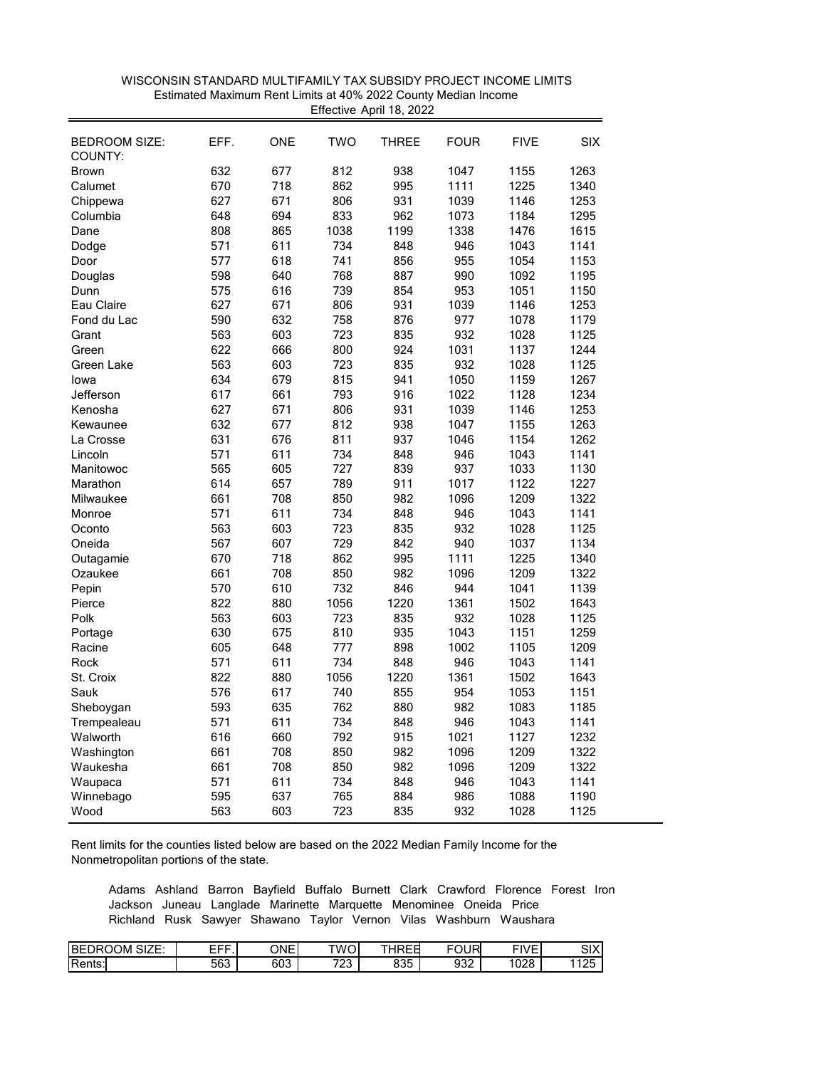WISCONSIN STANDARD MULTIFAMILY TAX SUBSIDY PROJECT INCOME LIMITS
Estimated Maximum Rent Limits at 40% 2022 County Median Income
Effective April 18, 2022

| BEDROOM SIZE: COUNTY: | EFF. | ONE | TWO | THREE | FOUR | FIVE | SIX |
|---|---|---|---|---|---|---|---|
| Brown | 632 | 677 | 812 | 938 | 1047 | 1155 | 1263 |
| Calumet | 670 | 718 | 862 | 995 | 1111 | 1225 | 1340 |
| Chippewa | 627 | 671 | 806 | 931 | 1039 | 1146 | 1253 |
| Columbia | 648 | 694 | 833 | 962 | 1073 | 1184 | 1295 |
| Dane | 808 | 865 | 1038 | 1199 | 1338 | 1476 | 1615 |
| Dodge | 571 | 611 | 734 | 848 | 946 | 1043 | 1141 |
| Door | 577 | 618 | 741 | 856 | 955 | 1054 | 1153 |
| Douglas | 598 | 640 | 768 | 887 | 990 | 1092 | 1195 |
| Dunn | 575 | 616 | 739 | 854 | 953 | 1051 | 1150 |
| Eau Claire | 627 | 671 | 806 | 931 | 1039 | 1146 | 1253 |
| Fond du Lac | 590 | 632 | 758 | 876 | 977 | 1078 | 1179 |
| Grant | 563 | 603 | 723 | 835 | 932 | 1028 | 1125 |
| Green | 622 | 666 | 800 | 924 | 1031 | 1137 | 1244 |
| Green Lake | 563 | 603 | 723 | 835 | 932 | 1028 | 1125 |
| Iowa | 634 | 679 | 815 | 941 | 1050 | 1159 | 1267 |
| Jefferson | 617 | 661 | 793 | 916 | 1022 | 1128 | 1234 |
| Kenosha | 627 | 671 | 806 | 931 | 1039 | 1146 | 1253 |
| Kewaunee | 632 | 677 | 812 | 938 | 1047 | 1155 | 1263 |
| La Crosse | 631 | 676 | 811 | 937 | 1046 | 1154 | 1262 |
| Lincoln | 571 | 611 | 734 | 848 | 946 | 1043 | 1141 |
| Manitowoc | 565 | 605 | 727 | 839 | 937 | 1033 | 1130 |
| Marathon | 614 | 657 | 789 | 911 | 1017 | 1122 | 1227 |
| Milwaukee | 661 | 708 | 850 | 982 | 1096 | 1209 | 1322 |
| Monroe | 571 | 611 | 734 | 848 | 946 | 1043 | 1141 |
| Oconto | 563 | 603 | 723 | 835 | 932 | 1028 | 1125 |
| Oneida | 567 | 607 | 729 | 842 | 940 | 1037 | 1134 |
| Outagamie | 670 | 718 | 862 | 995 | 1111 | 1225 | 1340 |
| Ozaukee | 661 | 708 | 850 | 982 | 1096 | 1209 | 1322 |
| Pepin | 570 | 610 | 732 | 846 | 944 | 1041 | 1139 |
| Pierce | 822 | 880 | 1056 | 1220 | 1361 | 1502 | 1643 |
| Polk | 563 | 603 | 723 | 835 | 932 | 1028 | 1125 |
| Portage | 630 | 675 | 810 | 935 | 1043 | 1151 | 1259 |
| Racine | 605 | 648 | 777 | 898 | 1002 | 1105 | 1209 |
| Rock | 571 | 611 | 734 | 848 | 946 | 1043 | 1141 |
| St. Croix | 822 | 880 | 1056 | 1220 | 1361 | 1502 | 1643 |
| Sauk | 576 | 617 | 740 | 855 | 954 | 1053 | 1151 |
| Sheboygan | 593 | 635 | 762 | 880 | 982 | 1083 | 1185 |
| Trempealeau | 571 | 611 | 734 | 848 | 946 | 1043 | 1141 |
| Walworth | 616 | 660 | 792 | 915 | 1021 | 1127 | 1232 |
| Washington | 661 | 708 | 850 | 982 | 1096 | 1209 | 1322 |
| Waukesha | 661 | 708 | 850 | 982 | 1096 | 1209 | 1322 |
| Waupaca | 571 | 611 | 734 | 848 | 946 | 1043 | 1141 |
| Winnebago | 595 | 637 | 765 | 884 | 986 | 1088 | 1190 |
| Wood | 563 | 603 | 723 | 835 | 932 | 1028 | 1125 |

Rent limits for the counties listed below are based on the 2022 Median Family Income for the Nonmetropolitan portions of the state.

Adams Ashland Barron Bayfield Buffalo Burnett Clark Crawford Florence Forest Iron Jackson Juneau Langlade Marinette Marquette Menominee Oneida Price Richland Rusk Sawyer Shawano Taylor Vernon Vilas Washburn Waushara

| BEDROOM SIZE: | EFF. | ONE | TWO | THREE | FOUR | FIVE | SIX |
|---|---|---|---|---|---|---|---|
| Rents: | 563 | 603 | 723 | 835 | 932 | 1028 | 1125 |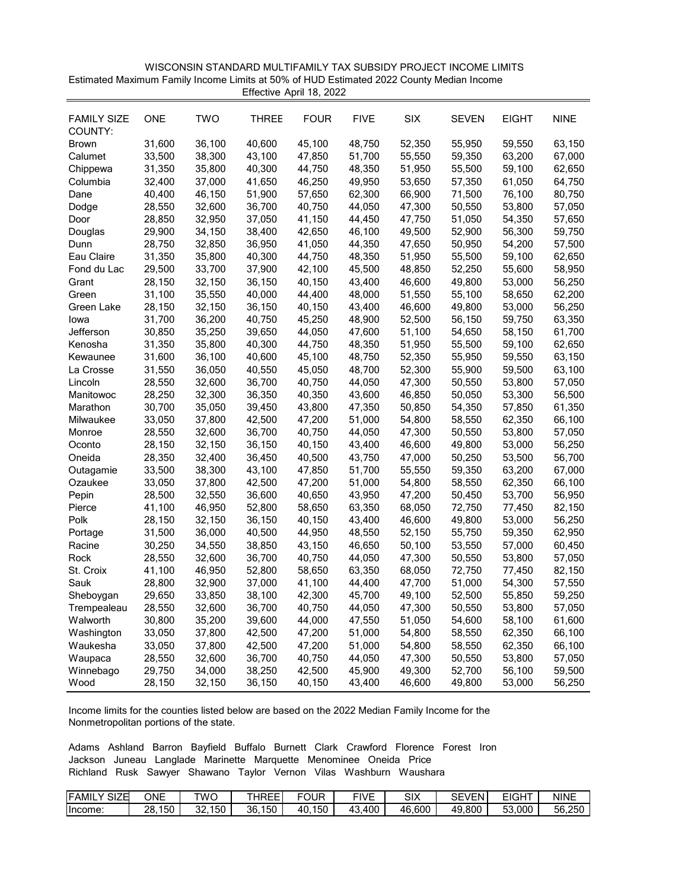WISCONSIN STANDARD MULTIFAMILY TAX SUBSIDY PROJECT INCOME LIMITS

Estimated Maximum Family Income Limits at 50% of HUD Estimated 2022 County Median Income

Effective April 18, 2022

| FAMILY SIZE COUNTY: | ONE | TWO | THREE | FOUR | FIVE | SIX | SEVEN | EIGHT | NINE |
|---|---|---|---|---|---|---|---|---|---|
| Brown | 31,600 | 36,100 | 40,600 | 45,100 | 48,750 | 52,350 | 55,950 | 59,550 | 63,150 |
| Calumet | 33,500 | 38,300 | 43,100 | 47,850 | 51,700 | 55,550 | 59,350 | 63,200 | 67,000 |
| Chippewa | 31,350 | 35,800 | 40,300 | 44,750 | 48,350 | 51,950 | 55,500 | 59,100 | 62,650 |
| Columbia | 32,400 | 37,000 | 41,650 | 46,250 | 49,950 | 53,650 | 57,350 | 61,050 | 64,750 |
| Dane | 40,400 | 46,150 | 51,900 | 57,650 | 62,300 | 66,900 | 71,500 | 76,100 | 80,750 |
| Dodge | 28,550 | 32,600 | 36,700 | 40,750 | 44,050 | 47,300 | 50,550 | 53,800 | 57,050 |
| Door | 28,850 | 32,950 | 37,050 | 41,150 | 44,450 | 47,750 | 51,050 | 54,350 | 57,650 |
| Douglas | 29,900 | 34,150 | 38,400 | 42,650 | 46,100 | 49,500 | 52,900 | 56,300 | 59,750 |
| Dunn | 28,750 | 32,850 | 36,950 | 41,050 | 44,350 | 47,650 | 50,950 | 54,200 | 57,500 |
| Eau Claire | 31,350 | 35,800 | 40,300 | 44,750 | 48,350 | 51,950 | 55,500 | 59,100 | 62,650 |
| Fond du Lac | 29,500 | 33,700 | 37,900 | 42,100 | 45,500 | 48,850 | 52,250 | 55,600 | 58,950 |
| Grant | 28,150 | 32,150 | 36,150 | 40,150 | 43,400 | 46,600 | 49,800 | 53,000 | 56,250 |
| Green | 31,100 | 35,550 | 40,000 | 44,400 | 48,000 | 51,550 | 55,100 | 58,650 | 62,200 |
| Green Lake | 28,150 | 32,150 | 36,150 | 40,150 | 43,400 | 46,600 | 49,800 | 53,000 | 56,250 |
| Iowa | 31,700 | 36,200 | 40,750 | 45,250 | 48,900 | 52,500 | 56,150 | 59,750 | 63,350 |
| Jefferson | 30,850 | 35,250 | 39,650 | 44,050 | 47,600 | 51,100 | 54,650 | 58,150 | 61,700 |
| Kenosha | 31,350 | 35,800 | 40,300 | 44,750 | 48,350 | 51,950 | 55,500 | 59,100 | 62,650 |
| Kewaunee | 31,600 | 36,100 | 40,600 | 45,100 | 48,750 | 52,350 | 55,950 | 59,550 | 63,150 |
| La Crosse | 31,550 | 36,050 | 40,550 | 45,050 | 48,700 | 52,300 | 55,900 | 59,500 | 63,100 |
| Lincoln | 28,550 | 32,600 | 36,700 | 40,750 | 44,050 | 47,300 | 50,550 | 53,800 | 57,050 |
| Manitowoc | 28,250 | 32,300 | 36,350 | 40,350 | 43,600 | 46,850 | 50,050 | 53,300 | 56,500 |
| Marathon | 30,700 | 35,050 | 39,450 | 43,800 | 47,350 | 50,850 | 54,350 | 57,850 | 61,350 |
| Milwaukee | 33,050 | 37,800 | 42,500 | 47,200 | 51,000 | 54,800 | 58,550 | 62,350 | 66,100 |
| Monroe | 28,550 | 32,600 | 36,700 | 40,750 | 44,050 | 47,300 | 50,550 | 53,800 | 57,050 |
| Oconto | 28,150 | 32,150 | 36,150 | 40,150 | 43,400 | 46,600 | 49,800 | 53,000 | 56,250 |
| Oneida | 28,350 | 32,400 | 36,450 | 40,500 | 43,750 | 47,000 | 50,250 | 53,500 | 56,700 |
| Outagamie | 33,500 | 38,300 | 43,100 | 47,850 | 51,700 | 55,550 | 59,350 | 63,200 | 67,000 |
| Ozaukee | 33,050 | 37,800 | 42,500 | 47,200 | 51,000 | 54,800 | 58,550 | 62,350 | 66,100 |
| Pepin | 28,500 | 32,550 | 36,600 | 40,650 | 43,950 | 47,200 | 50,450 | 53,700 | 56,950 |
| Pierce | 41,100 | 46,950 | 52,800 | 58,650 | 63,350 | 68,050 | 72,750 | 77,450 | 82,150 |
| Polk | 28,150 | 32,150 | 36,150 | 40,150 | 43,400 | 46,600 | 49,800 | 53,000 | 56,250 |
| Portage | 31,500 | 36,000 | 40,500 | 44,950 | 48,550 | 52,150 | 55,750 | 59,350 | 62,950 |
| Racine | 30,250 | 34,550 | 38,850 | 43,150 | 46,650 | 50,100 | 53,550 | 57,000 | 60,450 |
| Rock | 28,550 | 32,600 | 36,700 | 40,750 | 44,050 | 47,300 | 50,550 | 53,800 | 57,050 |
| St. Croix | 41,100 | 46,950 | 52,800 | 58,650 | 63,350 | 68,050 | 72,750 | 77,450 | 82,150 |
| Sauk | 28,800 | 32,900 | 37,000 | 41,100 | 44,400 | 47,700 | 51,000 | 54,300 | 57,550 |
| Sheboygan | 29,650 | 33,850 | 38,100 | 42,300 | 45,700 | 49,100 | 52,500 | 55,850 | 59,250 |
| Trempealeau | 28,550 | 32,600 | 36,700 | 40,750 | 44,050 | 47,300 | 50,550 | 53,800 | 57,050 |
| Walworth | 30,800 | 35,200 | 39,600 | 44,000 | 47,550 | 51,050 | 54,600 | 58,100 | 61,600 |
| Washington | 33,050 | 37,800 | 42,500 | 47,200 | 51,000 | 54,800 | 58,550 | 62,350 | 66,100 |
| Waukesha | 33,050 | 37,800 | 42,500 | 47,200 | 51,000 | 54,800 | 58,550 | 62,350 | 66,100 |
| Waupaca | 28,550 | 32,600 | 36,700 | 40,750 | 44,050 | 47,300 | 50,550 | 53,800 | 57,050 |
| Winnebago | 29,750 | 34,000 | 38,250 | 42,500 | 45,900 | 49,300 | 52,700 | 56,100 | 59,500 |
| Wood | 28,150 | 32,150 | 36,150 | 40,150 | 43,400 | 46,600 | 49,800 | 53,000 | 56,250 |

Income limits for the counties listed below are based on the 2022 Median Family Income for the Nonmetropolitan portions of the state.

Adams Ashland Barron Bayfield Buffalo Burnett Clark Crawford Florence Forest Iron
Jackson Juneau Langlade Marinette Marquette Menominee Oneida Price
Richland Rusk Sawyer Shawano Taylor Vernon Vilas Washburn Waushara

| FAMILY SIZE | ONE | TWO | THREE | FOUR | FIVE | SIX | SEVEN | EIGHT | NINE |
|---|---|---|---|---|---|---|---|---|---|
| Income: | 28,150 | 32,150 | 36,150 | 40,150 | 43,400 | 46,600 | 49,800 | 53,000 | 56,250 |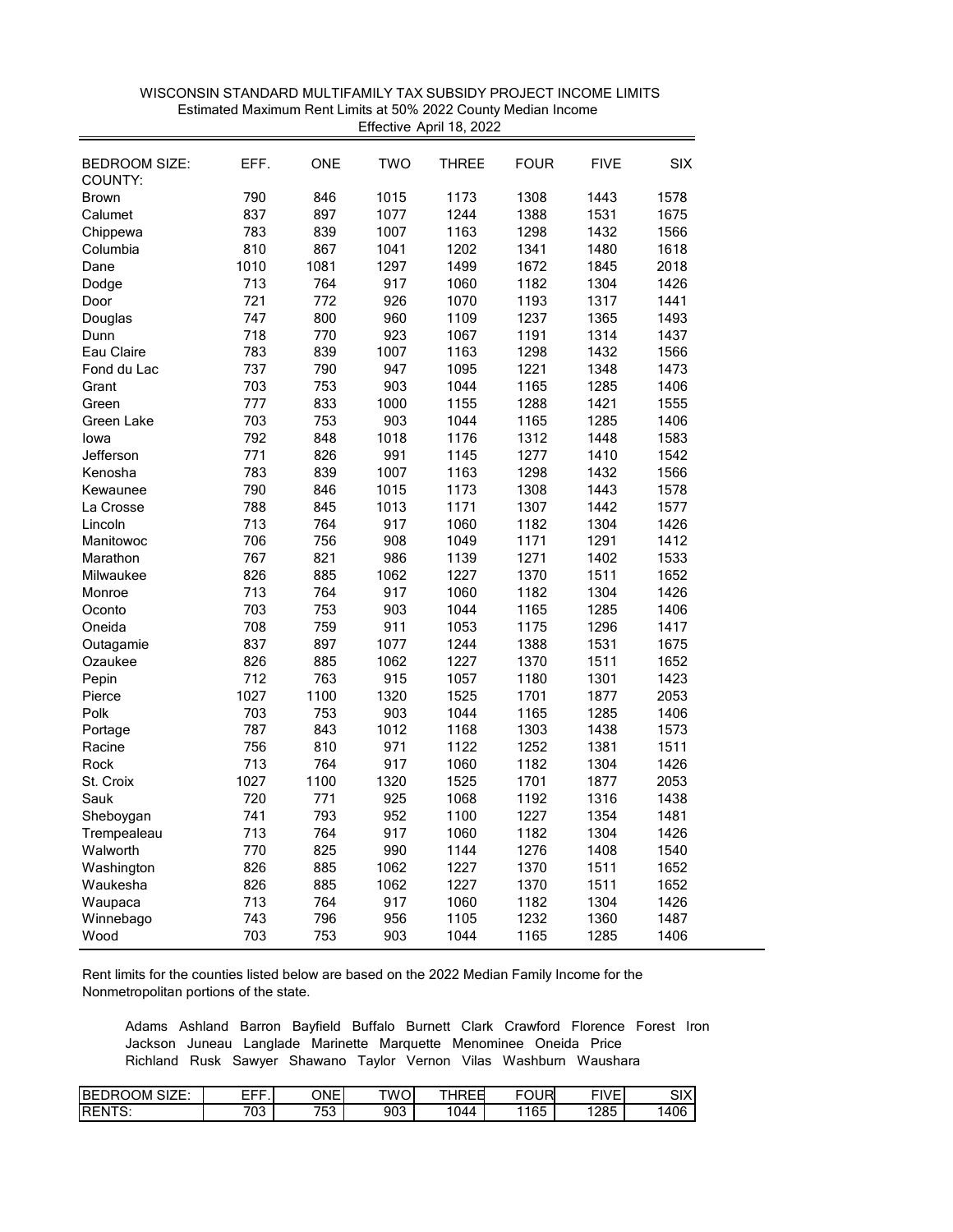WISCONSIN STANDARD MULTIFAMILY TAX SUBSIDY PROJECT INCOME LIMITS
Estimated Maximum Rent Limits at 50% 2022 County Median Income
Effective April 18, 2022

| BEDROOM SIZE: COUNTY: | EFF. | ONE | TWO | THREE | FOUR | FIVE | SIX |
|---|---|---|---|---|---|---|---|
| Brown | 790 | 846 | 1015 | 1173 | 1308 | 1443 | 1578 |
| Calumet | 837 | 897 | 1077 | 1244 | 1388 | 1531 | 1675 |
| Chippewa | 783 | 839 | 1007 | 1163 | 1298 | 1432 | 1566 |
| Columbia | 810 | 867 | 1041 | 1202 | 1341 | 1480 | 1618 |
| Dane | 1010 | 1081 | 1297 | 1499 | 1672 | 1845 | 2018 |
| Dodge | 713 | 764 | 917 | 1060 | 1182 | 1304 | 1426 |
| Door | 721 | 772 | 926 | 1070 | 1193 | 1317 | 1441 |
| Douglas | 747 | 800 | 960 | 1109 | 1237 | 1365 | 1493 |
| Dunn | 718 | 770 | 923 | 1067 | 1191 | 1314 | 1437 |
| Eau Claire | 783 | 839 | 1007 | 1163 | 1298 | 1432 | 1566 |
| Fond du Lac | 737 | 790 | 947 | 1095 | 1221 | 1348 | 1473 |
| Grant | 703 | 753 | 903 | 1044 | 1165 | 1285 | 1406 |
| Green | 777 | 833 | 1000 | 1155 | 1288 | 1421 | 1555 |
| Green Lake | 703 | 753 | 903 | 1044 | 1165 | 1285 | 1406 |
| Iowa | 792 | 848 | 1018 | 1176 | 1312 | 1448 | 1583 |
| Jefferson | 771 | 826 | 991 | 1145 | 1277 | 1410 | 1542 |
| Kenosha | 783 | 839 | 1007 | 1163 | 1298 | 1432 | 1566 |
| Kewaunee | 790 | 846 | 1015 | 1173 | 1308 | 1443 | 1578 |
| La Crosse | 788 | 845 | 1013 | 1171 | 1307 | 1442 | 1577 |
| Lincoln | 713 | 764 | 917 | 1060 | 1182 | 1304 | 1426 |
| Manitowoc | 706 | 756 | 908 | 1049 | 1171 | 1291 | 1412 |
| Marathon | 767 | 821 | 986 | 1139 | 1271 | 1402 | 1533 |
| Milwaukee | 826 | 885 | 1062 | 1227 | 1370 | 1511 | 1652 |
| Monroe | 713 | 764 | 917 | 1060 | 1182 | 1304 | 1426 |
| Oconto | 703 | 753 | 903 | 1044 | 1165 | 1285 | 1406 |
| Oneida | 708 | 759 | 911 | 1053 | 1175 | 1296 | 1417 |
| Outagamie | 837 | 897 | 1077 | 1244 | 1388 | 1531 | 1675 |
| Ozaukee | 826 | 885 | 1062 | 1227 | 1370 | 1511 | 1652 |
| Pepin | 712 | 763 | 915 | 1057 | 1180 | 1301 | 1423 |
| Pierce | 1027 | 1100 | 1320 | 1525 | 1701 | 1877 | 2053 |
| Polk | 703 | 753 | 903 | 1044 | 1165 | 1285 | 1406 |
| Portage | 787 | 843 | 1012 | 1168 | 1303 | 1438 | 1573 |
| Racine | 756 | 810 | 971 | 1122 | 1252 | 1381 | 1511 |
| Rock | 713 | 764 | 917 | 1060 | 1182 | 1304 | 1426 |
| St. Croix | 1027 | 1100 | 1320 | 1525 | 1701 | 1877 | 2053 |
| Sauk | 720 | 771 | 925 | 1068 | 1192 | 1316 | 1438 |
| Sheboygan | 741 | 793 | 952 | 1100 | 1227 | 1354 | 1481 |
| Trempealeau | 713 | 764 | 917 | 1060 | 1182 | 1304 | 1426 |
| Walworth | 770 | 825 | 990 | 1144 | 1276 | 1408 | 1540 |
| Washington | 826 | 885 | 1062 | 1227 | 1370 | 1511 | 1652 |
| Waukesha | 826 | 885 | 1062 | 1227 | 1370 | 1511 | 1652 |
| Waupaca | 713 | 764 | 917 | 1060 | 1182 | 1304 | 1426 |
| Winnebago | 743 | 796 | 956 | 1105 | 1232 | 1360 | 1487 |
| Wood | 703 | 753 | 903 | 1044 | 1165 | 1285 | 1406 |

Rent limits for the counties listed below are based on the 2022 Median Family Income for the Nonmetropolitan portions of the state.

Adams Ashland Barron Bayfield Buffalo Burnett Clark Crawford Florence Forest Iron Jackson Juneau Langlade Marinette Marquette Menominee Oneida Price Richland Rusk Sawyer Shawano Taylor Vernon Vilas Washburn Waushara

| BEDROOM SIZE: | EFF. | ONE | TWO | THREE | FOUR | FIVE | SIX |
|---|---|---|---|---|---|---|---|
| RENTS: | 703 | 753 | 903 | 1044 | 1165 | 1285 | 1406 |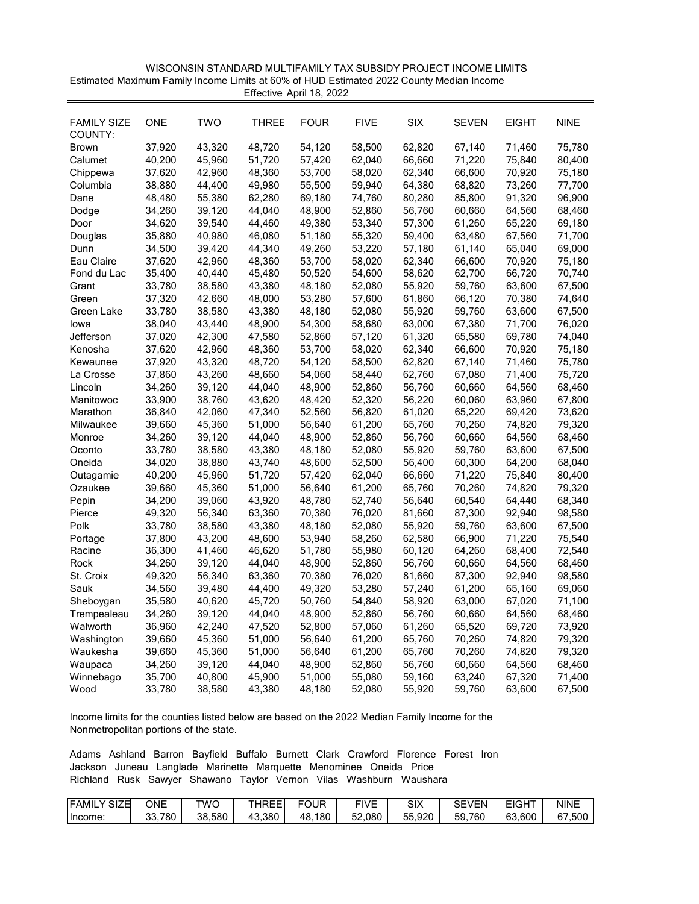WISCONSIN STANDARD MULTIFAMILY TAX SUBSIDY PROJECT INCOME LIMITS

Estimated Maximum Family Income Limits at 60% of HUD Estimated 2022 County Median Income

Effective April 18, 2022

| FAMILY SIZE COUNTY: | ONE | TWO | THREE | FOUR | FIVE | SIX | SEVEN | EIGHT | NINE |
|---|---|---|---|---|---|---|---|---|---|
| Brown | 37,920 | 43,320 | 48,720 | 54,120 | 58,500 | 62,820 | 67,140 | 71,460 | 75,780 |
| Calumet | 40,200 | 45,960 | 51,720 | 57,420 | 62,040 | 66,660 | 71,220 | 75,840 | 80,400 |
| Chippewa | 37,620 | 42,960 | 48,360 | 53,700 | 58,020 | 62,340 | 66,600 | 70,920 | 75,180 |
| Columbia | 38,880 | 44,400 | 49,980 | 55,500 | 59,940 | 64,380 | 68,820 | 73,260 | 77,700 |
| Dane | 48,480 | 55,380 | 62,280 | 69,180 | 74,760 | 80,280 | 85,800 | 91,320 | 96,900 |
| Dodge | 34,260 | 39,120 | 44,040 | 48,900 | 52,860 | 56,760 | 60,660 | 64,560 | 68,460 |
| Door | 34,620 | 39,540 | 44,460 | 49,380 | 53,340 | 57,300 | 61,260 | 65,220 | 69,180 |
| Douglas | 35,880 | 40,980 | 46,080 | 51,180 | 55,320 | 59,400 | 63,480 | 67,560 | 71,700 |
| Dunn | 34,500 | 39,420 | 44,340 | 49,260 | 53,220 | 57,180 | 61,140 | 65,040 | 69,000 |
| Eau Claire | 37,620 | 42,960 | 48,360 | 53,700 | 58,020 | 62,340 | 66,600 | 70,920 | 75,180 |
| Fond du Lac | 35,400 | 40,440 | 45,480 | 50,520 | 54,600 | 58,620 | 62,700 | 66,720 | 70,740 |
| Grant | 33,780 | 38,580 | 43,380 | 48,180 | 52,080 | 55,920 | 59,760 | 63,600 | 67,500 |
| Green | 37,320 | 42,660 | 48,000 | 53,280 | 57,600 | 61,860 | 66,120 | 70,380 | 74,640 |
| Green Lake | 33,780 | 38,580 | 43,380 | 48,180 | 52,080 | 55,920 | 59,760 | 63,600 | 67,500 |
| Iowa | 38,040 | 43,440 | 48,900 | 54,300 | 58,680 | 63,000 | 67,380 | 71,700 | 76,020 |
| Jefferson | 37,020 | 42,300 | 47,580 | 52,860 | 57,120 | 61,320 | 65,580 | 69,780 | 74,040 |
| Kenosha | 37,620 | 42,960 | 48,360 | 53,700 | 58,020 | 62,340 | 66,600 | 70,920 | 75,180 |
| Kewaunee | 37,920 | 43,320 | 48,720 | 54,120 | 58,500 | 62,820 | 67,140 | 71,460 | 75,780 |
| La Crosse | 37,860 | 43,260 | 48,660 | 54,060 | 58,440 | 62,760 | 67,080 | 71,400 | 75,720 |
| Lincoln | 34,260 | 39,120 | 44,040 | 48,900 | 52,860 | 56,760 | 60,660 | 64,560 | 68,460 |
| Manitowoc | 33,900 | 38,760 | 43,620 | 48,420 | 52,320 | 56,220 | 60,060 | 63,960 | 67,800 |
| Marathon | 36,840 | 42,060 | 47,340 | 52,560 | 56,820 | 61,020 | 65,220 | 69,420 | 73,620 |
| Milwaukee | 39,660 | 45,360 | 51,000 | 56,640 | 61,200 | 65,760 | 70,260 | 74,820 | 79,320 |
| Monroe | 34,260 | 39,120 | 44,040 | 48,900 | 52,860 | 56,760 | 60,660 | 64,560 | 68,460 |
| Oconto | 33,780 | 38,580 | 43,380 | 48,180 | 52,080 | 55,920 | 59,760 | 63,600 | 67,500 |
| Oneida | 34,020 | 38,880 | 43,740 | 48,600 | 52,500 | 56,400 | 60,300 | 64,200 | 68,040 |
| Outagamie | 40,200 | 45,960 | 51,720 | 57,420 | 62,040 | 66,660 | 71,220 | 75,840 | 80,400 |
| Ozaukee | 39,660 | 45,360 | 51,000 | 56,640 | 61,200 | 65,760 | 70,260 | 74,820 | 79,320 |
| Pepin | 34,200 | 39,060 | 43,920 | 48,780 | 52,740 | 56,640 | 60,540 | 64,440 | 68,340 |
| Pierce | 49,320 | 56,340 | 63,360 | 70,380 | 76,020 | 81,660 | 87,300 | 92,940 | 98,580 |
| Polk | 33,780 | 38,580 | 43,380 | 48,180 | 52,080 | 55,920 | 59,760 | 63,600 | 67,500 |
| Portage | 37,800 | 43,200 | 48,600 | 53,940 | 58,260 | 62,580 | 66,900 | 71,220 | 75,540 |
| Racine | 36,300 | 41,460 | 46,620 | 51,780 | 55,980 | 60,120 | 64,260 | 68,400 | 72,540 |
| Rock | 34,260 | 39,120 | 44,040 | 48,900 | 52,860 | 56,760 | 60,660 | 64,560 | 68,460 |
| St. Croix | 49,320 | 56,340 | 63,360 | 70,380 | 76,020 | 81,660 | 87,300 | 92,940 | 98,580 |
| Sauk | 34,560 | 39,480 | 44,400 | 49,320 | 53,280 | 57,240 | 61,200 | 65,160 | 69,060 |
| Sheboygan | 35,580 | 40,620 | 45,720 | 50,760 | 54,840 | 58,920 | 63,000 | 67,020 | 71,100 |
| Trempealeau | 34,260 | 39,120 | 44,040 | 48,900 | 52,860 | 56,760 | 60,660 | 64,560 | 68,460 |
| Walworth | 36,960 | 42,240 | 47,520 | 52,800 | 57,060 | 61,260 | 65,520 | 69,720 | 73,920 |
| Washington | 39,660 | 45,360 | 51,000 | 56,640 | 61,200 | 65,760 | 70,260 | 74,820 | 79,320 |
| Waukesha | 39,660 | 45,360 | 51,000 | 56,640 | 61,200 | 65,760 | 70,260 | 74,820 | 79,320 |
| Waupaca | 34,260 | 39,120 | 44,040 | 48,900 | 52,860 | 56,760 | 60,660 | 64,560 | 68,460 |
| Winnebago | 35,700 | 40,800 | 45,900 | 51,000 | 55,080 | 59,160 | 63,240 | 67,320 | 71,400 |
| Wood | 33,780 | 38,580 | 43,380 | 48,180 | 52,080 | 55,920 | 59,760 | 63,600 | 67,500 |

Income limits for the counties listed below are based on the 2022 Median Family Income for the Nonmetropolitan portions of the state.

Adams Ashland Barron Bayfield Buffalo Burnett Clark Crawford Florence Forest Iron Jackson Juneau Langlade Marinette Marquette Menominee Oneida Price Richland Rusk Sawyer Shawano Taylor Vernon Vilas Washburn Waushara

| FAMILY SIZE | ONE | TWO | THREE | FOUR | FIVE | SIX | SEVEN | EIGHT | NINE |
|---|---|---|---|---|---|---|---|---|---|
| Income: | 33,780 | 38,580 | 43,380 | 48,180 | 52,080 | 55,920 | 59,760 | 63,600 | 67,500 |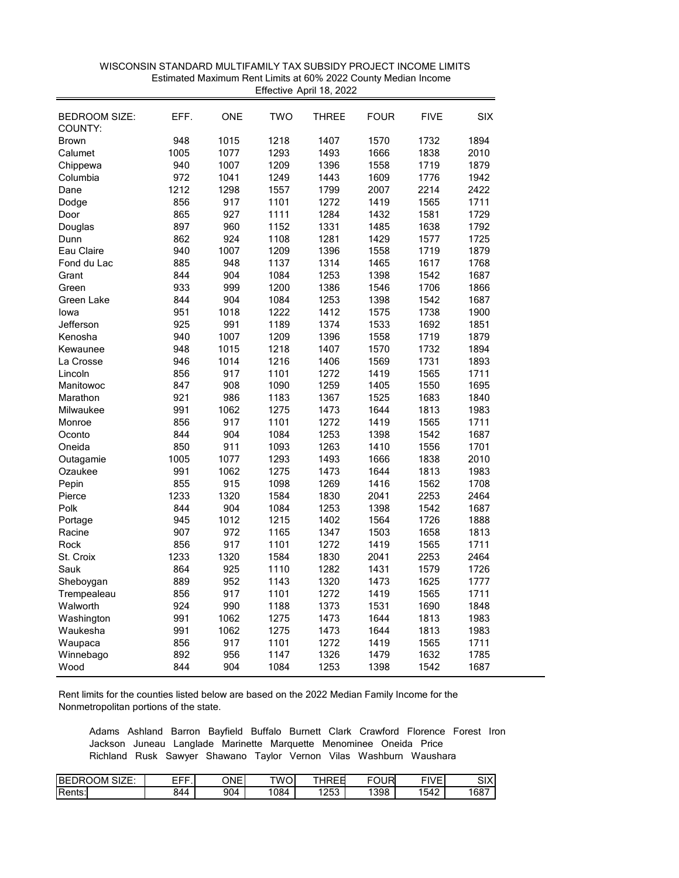WISCONSIN STANDARD MULTIFAMILY TAX SUBSIDY PROJECT INCOME LIMITS
Estimated Maximum Rent Limits at 60% 2022 County Median Income
Effective April 18, 2022

| BEDROOM SIZE: COUNTY: | EFF. | ONE | TWO | THREE | FOUR | FIVE | SIX |
|---|---|---|---|---|---|---|---|
| Brown | 948 | 1015 | 1218 | 1407 | 1570 | 1732 | 1894 |
| Calumet | 1005 | 1077 | 1293 | 1493 | 1666 | 1838 | 2010 |
| Chippewa | 940 | 1007 | 1209 | 1396 | 1558 | 1719 | 1879 |
| Columbia | 972 | 1041 | 1249 | 1443 | 1609 | 1776 | 1942 |
| Dane | 1212 | 1298 | 1557 | 1799 | 2007 | 2214 | 2422 |
| Dodge | 856 | 917 | 1101 | 1272 | 1419 | 1565 | 1711 |
| Door | 865 | 927 | 1111 | 1284 | 1432 | 1581 | 1729 |
| Douglas | 897 | 960 | 1152 | 1331 | 1485 | 1638 | 1792 |
| Dunn | 862 | 924 | 1108 | 1281 | 1429 | 1577 | 1725 |
| Eau Claire | 940 | 1007 | 1209 | 1396 | 1558 | 1719 | 1879 |
| Fond du Lac | 885 | 948 | 1137 | 1314 | 1465 | 1617 | 1768 |
| Grant | 844 | 904 | 1084 | 1253 | 1398 | 1542 | 1687 |
| Green | 933 | 999 | 1200 | 1386 | 1546 | 1706 | 1866 |
| Green Lake | 844 | 904 | 1084 | 1253 | 1398 | 1542 | 1687 |
| Iowa | 951 | 1018 | 1222 | 1412 | 1575 | 1738 | 1900 |
| Jefferson | 925 | 991 | 1189 | 1374 | 1533 | 1692 | 1851 |
| Kenosha | 940 | 1007 | 1209 | 1396 | 1558 | 1719 | 1879 |
| Kewaunee | 948 | 1015 | 1218 | 1407 | 1570 | 1732 | 1894 |
| La Crosse | 946 | 1014 | 1216 | 1406 | 1569 | 1731 | 1893 |
| Lincoln | 856 | 917 | 1101 | 1272 | 1419 | 1565 | 1711 |
| Manitowoc | 847 | 908 | 1090 | 1259 | 1405 | 1550 | 1695 |
| Marathon | 921 | 986 | 1183 | 1367 | 1525 | 1683 | 1840 |
| Milwaukee | 991 | 1062 | 1275 | 1473 | 1644 | 1813 | 1983 |
| Monroe | 856 | 917 | 1101 | 1272 | 1419 | 1565 | 1711 |
| Oconto | 844 | 904 | 1084 | 1253 | 1398 | 1542 | 1687 |
| Oneida | 850 | 911 | 1093 | 1263 | 1410 | 1556 | 1701 |
| Outagamie | 1005 | 1077 | 1293 | 1493 | 1666 | 1838 | 2010 |
| Ozaukee | 991 | 1062 | 1275 | 1473 | 1644 | 1813 | 1983 |
| Pepin | 855 | 915 | 1098 | 1269 | 1416 | 1562 | 1708 |
| Pierce | 1233 | 1320 | 1584 | 1830 | 2041 | 2253 | 2464 |
| Polk | 844 | 904 | 1084 | 1253 | 1398 | 1542 | 1687 |
| Portage | 945 | 1012 | 1215 | 1402 | 1564 | 1726 | 1888 |
| Racine | 907 | 972 | 1165 | 1347 | 1503 | 1658 | 1813 |
| Rock | 856 | 917 | 1101 | 1272 | 1419 | 1565 | 1711 |
| St. Croix | 1233 | 1320 | 1584 | 1830 | 2041 | 2253 | 2464 |
| Sauk | 864 | 925 | 1110 | 1282 | 1431 | 1579 | 1726 |
| Sheboygan | 889 | 952 | 1143 | 1320 | 1473 | 1625 | 1777 |
| Trempealeau | 856 | 917 | 1101 | 1272 | 1419 | 1565 | 1711 |
| Walworth | 924 | 990 | 1188 | 1373 | 1531 | 1690 | 1848 |
| Washington | 991 | 1062 | 1275 | 1473 | 1644 | 1813 | 1983 |
| Waukesha | 991 | 1062 | 1275 | 1473 | 1644 | 1813 | 1983 |
| Waupaca | 856 | 917 | 1101 | 1272 | 1419 | 1565 | 1711 |
| Winnebago | 892 | 956 | 1147 | 1326 | 1479 | 1632 | 1785 |
| Wood | 844 | 904 | 1084 | 1253 | 1398 | 1542 | 1687 |

Rent limits for the counties listed below are based on the 2022 Median Family Income for the Nonmetropolitan portions of the state.

Adams Ashland Barron Bayfield Buffalo Burnett Clark Crawford Florence Forest Iron Jackson Juneau Langlade Marinette Marquette Menominee Oneida Price Richland Rusk Sawyer Shawano Taylor Vernon Vilas Washburn Waushara

| BEDROOM SIZE: | EFF. | ONE | TWO | THREE | FOUR | FIVE | SIX |
|---|---|---|---|---|---|---|---|
| Rents: | 844 | 904 | 1084 | 1253 | 1398 | 1542 | 1687 |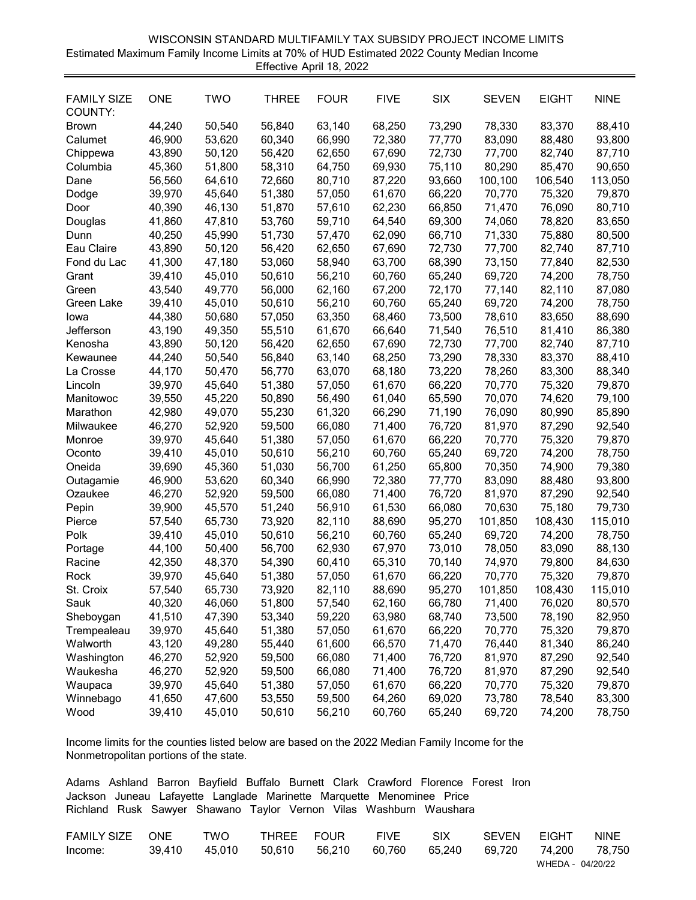# WISCONSIN STANDARD MULTIFAMILY TAX SUBSIDY PROJECT INCOME LIMITS

Estimated Maximum Family Income Limits at 70% of HUD Estimated 2022 County Median Income

Effective April 18, 2022

| FAMILY SIZE COUNTY: | ONE | TWO | THREE | FOUR | FIVE | SIX | SEVEN | EIGHT | NINE |
|---|---|---|---|---|---|---|---|---|---|
| Brown | 44,240 | 50,540 | 56,840 | 63,140 | 68,250 | 73,290 | 78,330 | 83,370 | 88,410 |
| Calumet | 46,900 | 53,620 | 60,340 | 66,990 | 72,380 | 77,770 | 83,090 | 88,480 | 93,800 |
| Chippewa | 43,890 | 50,120 | 56,420 | 62,650 | 67,690 | 72,730 | 77,700 | 82,740 | 87,710 |
| Columbia | 45,360 | 51,800 | 58,310 | 64,750 | 69,930 | 75,110 | 80,290 | 85,470 | 90,650 |
| Dane | 56,560 | 64,610 | 72,660 | 80,710 | 87,220 | 93,660 | 100,100 | 106,540 | 113,050 |
| Dodge | 39,970 | 45,640 | 51,380 | 57,050 | 61,670 | 66,220 | 70,770 | 75,320 | 79,870 |
| Door | 40,390 | 46,130 | 51,870 | 57,610 | 62,230 | 66,850 | 71,470 | 76,090 | 80,710 |
| Douglas | 41,860 | 47,810 | 53,760 | 59,710 | 64,540 | 69,300 | 74,060 | 78,820 | 83,650 |
| Dunn | 40,250 | 45,990 | 51,730 | 57,470 | 62,090 | 66,710 | 71,330 | 75,880 | 80,500 |
| Eau Claire | 43,890 | 50,120 | 56,420 | 62,650 | 67,690 | 72,730 | 77,700 | 82,740 | 87,710 |
| Fond du Lac | 41,300 | 47,180 | 53,060 | 58,940 | 63,700 | 68,390 | 73,150 | 77,840 | 82,530 |
| Grant | 39,410 | 45,010 | 50,610 | 56,210 | 60,760 | 65,240 | 69,720 | 74,200 | 78,750 |
| Green | 43,540 | 49,770 | 56,000 | 62,160 | 67,200 | 72,170 | 77,140 | 82,110 | 87,080 |
| Green Lake | 39,410 | 45,010 | 50,610 | 56,210 | 60,760 | 65,240 | 69,720 | 74,200 | 78,750 |
| Iowa | 44,380 | 50,680 | 57,050 | 63,350 | 68,460 | 73,500 | 78,610 | 83,650 | 88,690 |
| Jefferson | 43,190 | 49,350 | 55,510 | 61,670 | 66,640 | 71,540 | 76,510 | 81,410 | 86,380 |
| Kenosha | 43,890 | 50,120 | 56,420 | 62,650 | 67,690 | 72,730 | 77,700 | 82,740 | 87,710 |
| Kewaunee | 44,240 | 50,540 | 56,840 | 63,140 | 68,250 | 73,290 | 78,330 | 83,370 | 88,410 |
| La Crosse | 44,170 | 50,470 | 56,770 | 63,070 | 68,180 | 73,220 | 78,260 | 83,300 | 88,340 |
| Lincoln | 39,970 | 45,640 | 51,380 | 57,050 | 61,670 | 66,220 | 70,770 | 75,320 | 79,870 |
| Manitowoc | 39,550 | 45,220 | 50,890 | 56,490 | 61,040 | 65,590 | 70,070 | 74,620 | 79,100 |
| Marathon | 42,980 | 49,070 | 55,230 | 61,320 | 66,290 | 71,190 | 76,090 | 80,990 | 85,890 |
| Milwaukee | 46,270 | 52,920 | 59,500 | 66,080 | 71,400 | 76,720 | 81,970 | 87,290 | 92,540 |
| Monroe | 39,970 | 45,640 | 51,380 | 57,050 | 61,670 | 66,220 | 70,770 | 75,320 | 79,870 |
| Oconto | 39,410 | 45,010 | 50,610 | 56,210 | 60,760 | 65,240 | 69,720 | 74,200 | 78,750 |
| Oneida | 39,690 | 45,360 | 51,030 | 56,700 | 61,250 | 65,800 | 70,350 | 74,900 | 79,380 |
| Outagamie | 46,900 | 53,620 | 60,340 | 66,990 | 72,380 | 77,770 | 83,090 | 88,480 | 93,800 |
| Ozaukee | 46,270 | 52,920 | 59,500 | 66,080 | 71,400 | 76,720 | 81,970 | 87,290 | 92,540 |
| Pepin | 39,900 | 45,570 | 51,240 | 56,910 | 61,530 | 66,080 | 70,630 | 75,180 | 79,730 |
| Pierce | 57,540 | 65,730 | 73,920 | 82,110 | 88,690 | 95,270 | 101,850 | 108,430 | 115,010 |
| Polk | 39,410 | 45,010 | 50,610 | 56,210 | 60,760 | 65,240 | 69,720 | 74,200 | 78,750 |
| Portage | 44,100 | 50,400 | 56,700 | 62,930 | 67,970 | 73,010 | 78,050 | 83,090 | 88,130 |
| Racine | 42,350 | 48,370 | 54,390 | 60,410 | 65,310 | 70,140 | 74,970 | 79,800 | 84,630 |
| Rock | 39,970 | 45,640 | 51,380 | 57,050 | 61,670 | 66,220 | 70,770 | 75,320 | 79,870 |
| St. Croix | 57,540 | 65,730 | 73,920 | 82,110 | 88,690 | 95,270 | 101,850 | 108,430 | 115,010 |
| Sauk | 40,320 | 46,060 | 51,800 | 57,540 | 62,160 | 66,780 | 71,400 | 76,020 | 80,570 |
| Sheboygan | 41,510 | 47,390 | 53,340 | 59,220 | 63,980 | 68,740 | 73,500 | 78,190 | 82,950 |
| Trempealeau | 39,970 | 45,640 | 51,380 | 57,050 | 61,670 | 66,220 | 70,770 | 75,320 | 79,870 |
| Walworth | 43,120 | 49,280 | 55,440 | 61,600 | 66,570 | 71,470 | 76,440 | 81,340 | 86,240 |
| Washington | 46,270 | 52,920 | 59,500 | 66,080 | 71,400 | 76,720 | 81,970 | 87,290 | 92,540 |
| Waukesha | 46,270 | 52,920 | 59,500 | 66,080 | 71,400 | 76,720 | 81,970 | 87,290 | 92,540 |
| Waupaca | 39,970 | 45,640 | 51,380 | 57,050 | 61,670 | 66,220 | 70,770 | 75,320 | 79,870 |
| Winnebago | 41,650 | 47,600 | 53,550 | 59,500 | 64,260 | 69,020 | 73,780 | 78,540 | 83,300 |
| Wood | 39,410 | 45,010 | 50,610 | 56,210 | 60,760 | 65,240 | 69,720 | 74,200 | 78,750 |

Income limits for the counties listed below are based on the 2022 Median Family Income for the Nonmetropolitan portions of the state.

Adams Ashland Barron Bayfield Buffalo Burnett Clark Crawford Florence Forest Iron Jackson Juneau Lafayette Langlade Marinette Marquette Menominee Price Richland Rusk Sawyer Shawano Taylor Vernon Vilas Washburn Waushara

| FAMILY SIZE | ONE | TWO | THREE | FOUR | FIVE | SIX | SEVEN | EIGHT | NINE |
|---|---|---|---|---|---|---|---|---|---|
| Income: | 39,410 | 45,010 | 50,610 | 56,210 | 60,760 | 65,240 | 69,720 | 74,200 | 78,750 |

WHEDA - 04/20/22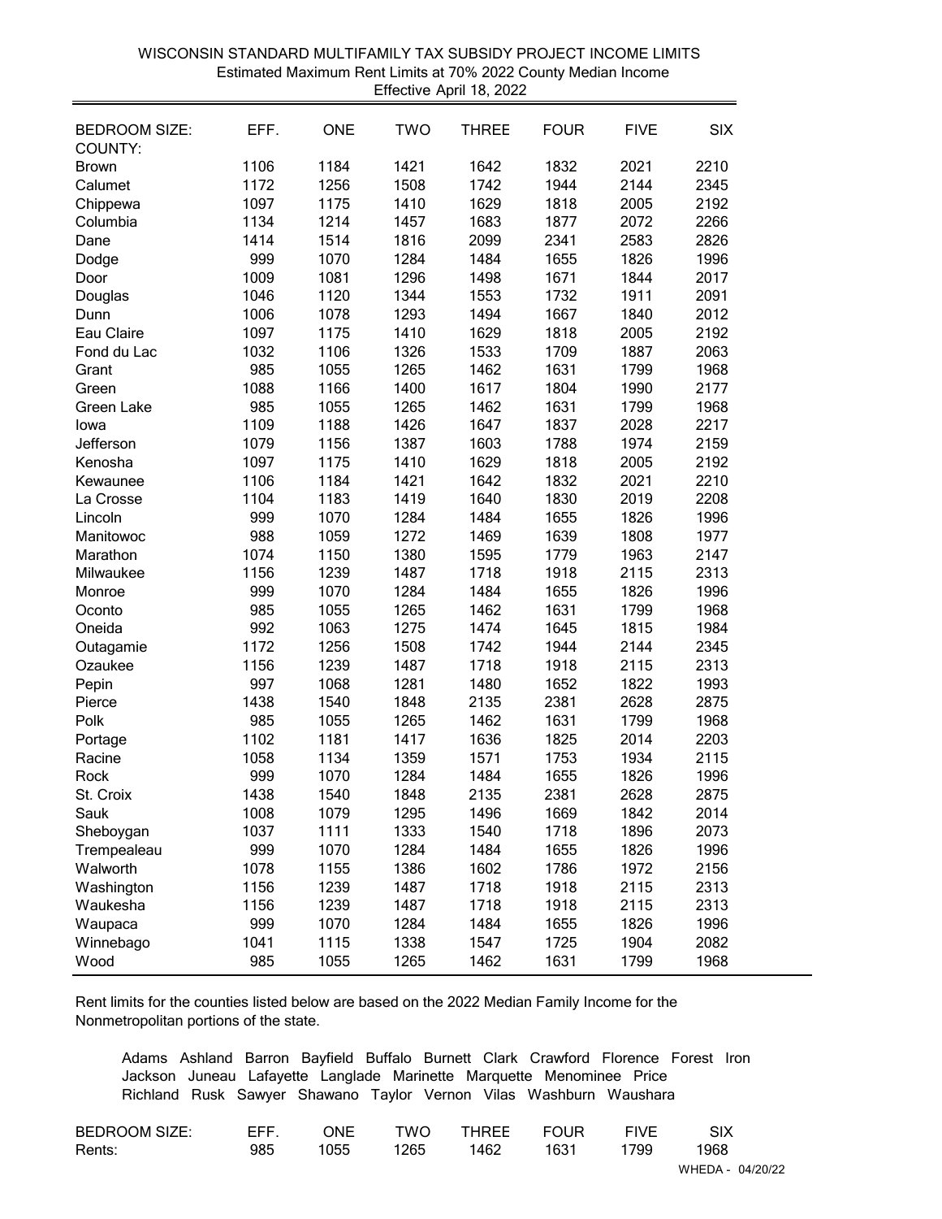WISCONSIN STANDARD MULTIFAMILY TAX SUBSIDY PROJECT INCOME LIMITS
Estimated Maximum Rent Limits at 70% 2022 County Median Income
Effective April 18, 2022

| BEDROOM SIZE:<br>COUNTY: | EFF. | ONE | TWO | THREE | FOUR | FIVE | SIX |
|---|---|---|---|---|---|---|---|
| Brown | 1106 | 1184 | 1421 | 1642 | 1832 | 2021 | 2210 |
| Calumet | 1172 | 1256 | 1508 | 1742 | 1944 | 2144 | 2345 |
| Chippewa | 1097 | 1175 | 1410 | 1629 | 1818 | 2005 | 2192 |
| Columbia | 1134 | 1214 | 1457 | 1683 | 1877 | 2072 | 2266 |
| Dane | 1414 | 1514 | 1816 | 2099 | 2341 | 2583 | 2826 |
| Dodge | 999 | 1070 | 1284 | 1484 | 1655 | 1826 | 1996 |
| Door | 1009 | 1081 | 1296 | 1498 | 1671 | 1844 | 2017 |
| Douglas | 1046 | 1120 | 1344 | 1553 | 1732 | 1911 | 2091 |
| Dunn | 1006 | 1078 | 1293 | 1494 | 1667 | 1840 | 2012 |
| Eau Claire | 1097 | 1175 | 1410 | 1629 | 1818 | 2005 | 2192 |
| Fond du Lac | 1032 | 1106 | 1326 | 1533 | 1709 | 1887 | 2063 |
| Grant | 985 | 1055 | 1265 | 1462 | 1631 | 1799 | 1968 |
| Green | 1088 | 1166 | 1400 | 1617 | 1804 | 1990 | 2177 |
| Green Lake | 985 | 1055 | 1265 | 1462 | 1631 | 1799 | 1968 |
| Iowa | 1109 | 1188 | 1426 | 1647 | 1837 | 2028 | 2217 |
| Jefferson | 1079 | 1156 | 1387 | 1603 | 1788 | 1974 | 2159 |
| Kenosha | 1097 | 1175 | 1410 | 1629 | 1818 | 2005 | 2192 |
| Kewaunee | 1106 | 1184 | 1421 | 1642 | 1832 | 2021 | 2210 |
| La Crosse | 1104 | 1183 | 1419 | 1640 | 1830 | 2019 | 2208 |
| Lincoln | 999 | 1070 | 1284 | 1484 | 1655 | 1826 | 1996 |
| Manitowoc | 988 | 1059 | 1272 | 1469 | 1639 | 1808 | 1977 |
| Marathon | 1074 | 1150 | 1380 | 1595 | 1779 | 1963 | 2147 |
| Milwaukee | 1156 | 1239 | 1487 | 1718 | 1918 | 2115 | 2313 |
| Monroe | 999 | 1070 | 1284 | 1484 | 1655 | 1826 | 1996 |
| Oconto | 985 | 1055 | 1265 | 1462 | 1631 | 1799 | 1968 |
| Oneida | 992 | 1063 | 1275 | 1474 | 1645 | 1815 | 1984 |
| Outagamie | 1172 | 1256 | 1508 | 1742 | 1944 | 2144 | 2345 |
| Ozaukee | 1156 | 1239 | 1487 | 1718 | 1918 | 2115 | 2313 |
| Pepin | 997 | 1068 | 1281 | 1480 | 1652 | 1822 | 1993 |
| Pierce | 1438 | 1540 | 1848 | 2135 | 2381 | 2628 | 2875 |
| Polk | 985 | 1055 | 1265 | 1462 | 1631 | 1799 | 1968 |
| Portage | 1102 | 1181 | 1417 | 1636 | 1825 | 2014 | 2203 |
| Racine | 1058 | 1134 | 1359 | 1571 | 1753 | 1934 | 2115 |
| Rock | 999 | 1070 | 1284 | 1484 | 1655 | 1826 | 1996 |
| St. Croix | 1438 | 1540 | 1848 | 2135 | 2381 | 2628 | 2875 |
| Sauk | 1008 | 1079 | 1295 | 1496 | 1669 | 1842 | 2014 |
| Sheboygan | 1037 | 1111 | 1333 | 1540 | 1718 | 1896 | 2073 |
| Trempealeau | 999 | 1070 | 1284 | 1484 | 1655 | 1826 | 1996 |
| Walworth | 1078 | 1155 | 1386 | 1602 | 1786 | 1972 | 2156 |
| Washington | 1156 | 1239 | 1487 | 1718 | 1918 | 2115 | 2313 |
| Waukesha | 1156 | 1239 | 1487 | 1718 | 1918 | 2115 | 2313 |
| Waupaca | 999 | 1070 | 1284 | 1484 | 1655 | 1826 | 1996 |
| Winnebago | 1041 | 1115 | 1338 | 1547 | 1725 | 1904 | 2082 |
| Wood | 985 | 1055 | 1265 | 1462 | 1631 | 1799 | 1968 |

Rent limits for the counties listed below are based on the 2022 Median Family Income for the Nonmetropolitan portions of the state.

Adams Ashland Barron Bayfield Buffalo Burnett Clark Crawford Florence Forest Iron
Jackson Juneau Lafayette Langlade Marinette Marquette Menominee Price
Richland Rusk Sawyer Shawano Taylor Vernon Vilas Washburn Waushara

| BEDROOM SIZE: | EFF. | ONE | TWO | THREE | FOUR | FIVE | SIX |
|---|---|---|---|---|---|---|---|
| Rents: | 985 | 1055 | 1265 | 1462 | 1631 | 1799 | 1968 |

WHEDA - 04/20/22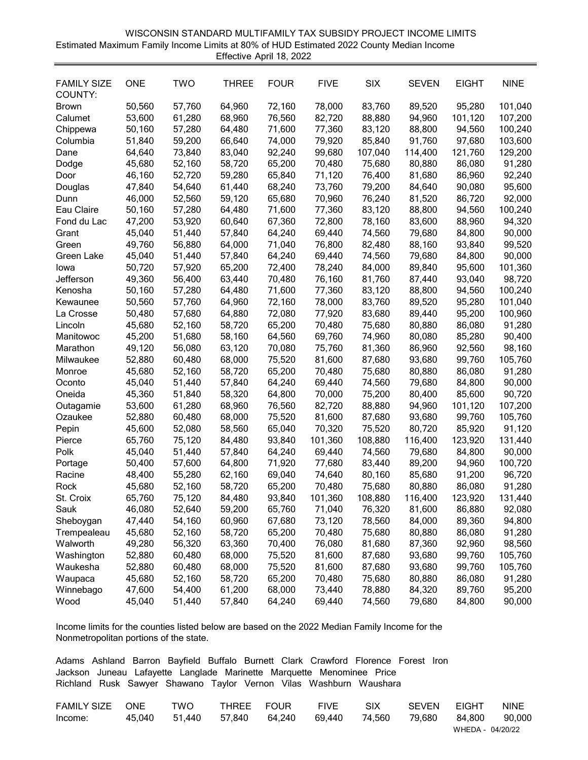# WISCONSIN STANDARD MULTIFAMILY TAX SUBSIDY PROJECT INCOME LIMITS

Estimated Maximum Family Income Limits at 80% of HUD Estimated 2022 County Median Income

Effective April 18, 2022

| FAMILY SIZE COUNTY: | ONE | TWO | THREE | FOUR | FIVE | SIX | SEVEN | EIGHT | NINE |
|---|---|---|---|---|---|---|---|---|---|
| Brown | 50,560 | 57,760 | 64,960 | 72,160 | 78,000 | 83,760 | 89,520 | 95,280 | 101,040 |
| Calumet | 53,600 | 61,280 | 68,960 | 76,560 | 82,720 | 88,880 | 94,960 | 101,120 | 107,200 |
| Chippewa | 50,160 | 57,280 | 64,480 | 71,600 | 77,360 | 83,120 | 88,800 | 94,560 | 100,240 |
| Columbia | 51,840 | 59,200 | 66,640 | 74,000 | 79,920 | 85,840 | 91,760 | 97,680 | 103,600 |
| Dane | 64,640 | 73,840 | 83,040 | 92,240 | 99,680 | 107,040 | 114,400 | 121,760 | 129,200 |
| Dodge | 45,680 | 52,160 | 58,720 | 65,200 | 70,480 | 75,680 | 80,880 | 86,080 | 91,280 |
| Door | 46,160 | 52,720 | 59,280 | 65,840 | 71,120 | 76,400 | 81,680 | 86,960 | 92,240 |
| Douglas | 47,840 | 54,640 | 61,440 | 68,240 | 73,760 | 79,200 | 84,640 | 90,080 | 95,600 |
| Dunn | 46,000 | 52,560 | 59,120 | 65,680 | 70,960 | 76,240 | 81,520 | 86,720 | 92,000 |
| Eau Claire | 50,160 | 57,280 | 64,480 | 71,600 | 77,360 | 83,120 | 88,800 | 94,560 | 100,240 |
| Fond du Lac | 47,200 | 53,920 | 60,640 | 67,360 | 72,800 | 78,160 | 83,600 | 88,960 | 94,320 |
| Grant | 45,040 | 51,440 | 57,840 | 64,240 | 69,440 | 74,560 | 79,680 | 84,800 | 90,000 |
| Green | 49,760 | 56,880 | 64,000 | 71,040 | 76,800 | 82,480 | 88,160 | 93,840 | 99,520 |
| Green Lake | 45,040 | 51,440 | 57,840 | 64,240 | 69,440 | 74,560 | 79,680 | 84,800 | 90,000 |
| Iowa | 50,720 | 57,920 | 65,200 | 72,400 | 78,240 | 84,000 | 89,840 | 95,600 | 101,360 |
| Jefferson | 49,360 | 56,400 | 63,440 | 70,480 | 76,160 | 81,760 | 87,440 | 93,040 | 98,720 |
| Kenosha | 50,160 | 57,280 | 64,480 | 71,600 | 77,360 | 83,120 | 88,800 | 94,560 | 100,240 |
| Kewaunee | 50,560 | 57,760 | 64,960 | 72,160 | 78,000 | 83,760 | 89,520 | 95,280 | 101,040 |
| La Crosse | 50,480 | 57,680 | 64,880 | 72,080 | 77,920 | 83,680 | 89,440 | 95,200 | 100,960 |
| Lincoln | 45,680 | 52,160 | 58,720 | 65,200 | 70,480 | 75,680 | 80,880 | 86,080 | 91,280 |
| Manitowoc | 45,200 | 51,680 | 58,160 | 64,560 | 69,760 | 74,960 | 80,080 | 85,280 | 90,400 |
| Marathon | 49,120 | 56,080 | 63,120 | 70,080 | 75,760 | 81,360 | 86,960 | 92,560 | 98,160 |
| Milwaukee | 52,880 | 60,480 | 68,000 | 75,520 | 81,600 | 87,680 | 93,680 | 99,760 | 105,760 |
| Monroe | 45,680 | 52,160 | 58,720 | 65,200 | 70,480 | 75,680 | 80,880 | 86,080 | 91,280 |
| Oconto | 45,040 | 51,440 | 57,840 | 64,240 | 69,440 | 74,560 | 79,680 | 84,800 | 90,000 |
| Oneida | 45,360 | 51,840 | 58,320 | 64,800 | 70,000 | 75,200 | 80,400 | 85,600 | 90,720 |
| Outagamie | 53,600 | 61,280 | 68,960 | 76,560 | 82,720 | 88,880 | 94,960 | 101,120 | 107,200 |
| Ozaukee | 52,880 | 60,480 | 68,000 | 75,520 | 81,600 | 87,680 | 93,680 | 99,760 | 105,760 |
| Pepin | 45,600 | 52,080 | 58,560 | 65,040 | 70,320 | 75,520 | 80,720 | 85,920 | 91,120 |
| Pierce | 65,760 | 75,120 | 84,480 | 93,840 | 101,360 | 108,880 | 116,400 | 123,920 | 131,440 |
| Polk | 45,040 | 51,440 | 57,840 | 64,240 | 69,440 | 74,560 | 79,680 | 84,800 | 90,000 |
| Portage | 50,400 | 57,600 | 64,800 | 71,920 | 77,680 | 83,440 | 89,200 | 94,960 | 100,720 |
| Racine | 48,400 | 55,280 | 62,160 | 69,040 | 74,640 | 80,160 | 85,680 | 91,200 | 96,720 |
| Rock | 45,680 | 52,160 | 58,720 | 65,200 | 70,480 | 75,680 | 80,880 | 86,080 | 91,280 |
| St. Croix | 65,760 | 75,120 | 84,480 | 93,840 | 101,360 | 108,880 | 116,400 | 123,920 | 131,440 |
| Sauk | 46,080 | 52,640 | 59,200 | 65,760 | 71,040 | 76,320 | 81,600 | 86,880 | 92,080 |
| Sheboygan | 47,440 | 54,160 | 60,960 | 67,680 | 73,120 | 78,560 | 84,000 | 89,360 | 94,800 |
| Trempealeau | 45,680 | 52,160 | 58,720 | 65,200 | 70,480 | 75,680 | 80,880 | 86,080 | 91,280 |
| Walworth | 49,280 | 56,320 | 63,360 | 70,400 | 76,080 | 81,680 | 87,360 | 92,960 | 98,560 |
| Washington | 52,880 | 60,480 | 68,000 | 75,520 | 81,600 | 87,680 | 93,680 | 99,760 | 105,760 |
| Waukesha | 52,880 | 60,480 | 68,000 | 75,520 | 81,600 | 87,680 | 93,680 | 99,760 | 105,760 |
| Waupaca | 45,680 | 52,160 | 58,720 | 65,200 | 70,480 | 75,680 | 80,880 | 86,080 | 91,280 |
| Winnebago | 47,600 | 54,400 | 61,200 | 68,000 | 73,440 | 78,880 | 84,320 | 89,760 | 95,200 |
| Wood | 45,040 | 51,440 | 57,840 | 64,240 | 69,440 | 74,560 | 79,680 | 84,800 | 90,000 |

Income limits for the counties listed below are based on the 2022 Median Family Income for the Nonmetropolitan portions of the state.

Adams Ashland Barron Bayfield Buffalo Burnett Clark Crawford Florence Forest Iron Jackson Juneau Lafayette Langlade Marinette Marquette Menominee Price Richland Rusk Sawyer Shawano Taylor Vernon Vilas Washburn Waushara

| FAMILY SIZE | ONE | TWO | THREE | FOUR | FIVE | SIX | SEVEN | EIGHT | NINE |
|---|---|---|---|---|---|---|---|---|---|
| Income: | 45,040 | 51,440 | 57,840 | 64,240 | 69,440 | 74,560 | 79,680 | 84,800 | 90,000 |

WHEDA - 04/20/22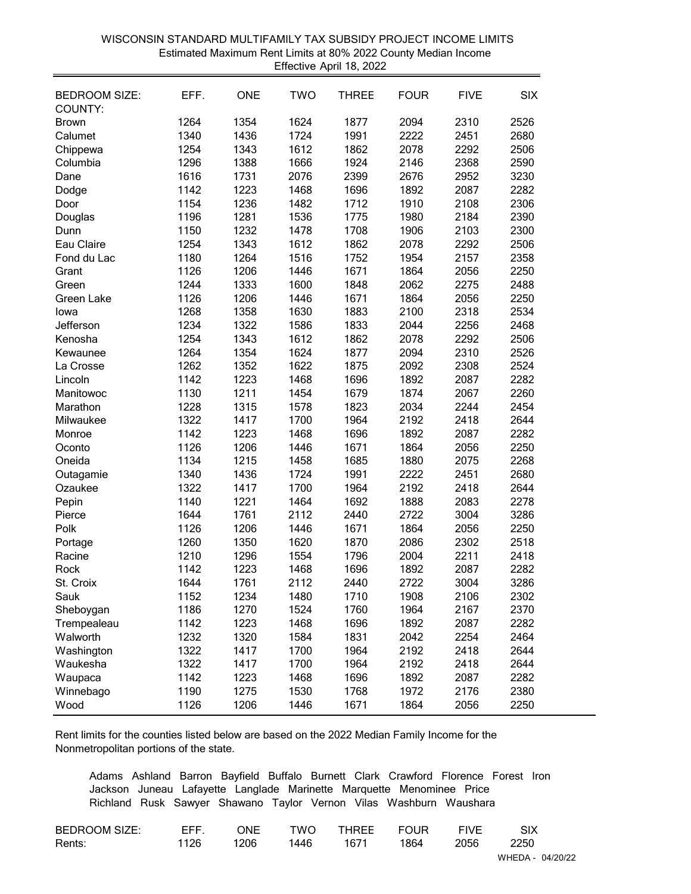WISCONSIN STANDARD MULTIFAMILY TAX SUBSIDY PROJECT INCOME LIMITS

Estimated Maximum Rent Limits at 80% 2022 County Median Income

Effective April 18, 2022

| BEDROOM SIZE: COUNTY: | EFF. | ONE | TWO | THREE | FOUR | FIVE | SIX |
|---|---|---|---|---|---|---|---|
| Brown | 1264 | 1354 | 1624 | 1877 | 2094 | 2310 | 2526 |
| Calumet | 1340 | 1436 | 1724 | 1991 | 2222 | 2451 | 2680 |
| Chippewa | 1254 | 1343 | 1612 | 1862 | 2078 | 2292 | 2506 |
| Columbia | 1296 | 1388 | 1666 | 1924 | 2146 | 2368 | 2590 |
| Dane | 1616 | 1731 | 2076 | 2399 | 2676 | 2952 | 3230 |
| Dodge | 1142 | 1223 | 1468 | 1696 | 1892 | 2087 | 2282 |
| Door | 1154 | 1236 | 1482 | 1712 | 1910 | 2108 | 2306 |
| Douglas | 1196 | 1281 | 1536 | 1775 | 1980 | 2184 | 2390 |
| Dunn | 1150 | 1232 | 1478 | 1708 | 1906 | 2103 | 2300 |
| Eau Claire | 1254 | 1343 | 1612 | 1862 | 2078 | 2292 | 2506 |
| Fond du Lac | 1180 | 1264 | 1516 | 1752 | 1954 | 2157 | 2358 |
| Grant | 1126 | 1206 | 1446 | 1671 | 1864 | 2056 | 2250 |
| Green | 1244 | 1333 | 1600 | 1848 | 2062 | 2275 | 2488 |
| Green Lake | 1126 | 1206 | 1446 | 1671 | 1864 | 2056 | 2250 |
| Iowa | 1268 | 1358 | 1630 | 1883 | 2100 | 2318 | 2534 |
| Jefferson | 1234 | 1322 | 1586 | 1833 | 2044 | 2256 | 2468 |
| Kenosha | 1254 | 1343 | 1612 | 1862 | 2078 | 2292 | 2506 |
| Kewaunee | 1264 | 1354 | 1624 | 1877 | 2094 | 2310 | 2526 |
| La Crosse | 1262 | 1352 | 1622 | 1875 | 2092 | 2308 | 2524 |
| Lincoln | 1142 | 1223 | 1468 | 1696 | 1892 | 2087 | 2282 |
| Manitowoc | 1130 | 1211 | 1454 | 1679 | 1874 | 2067 | 2260 |
| Marathon | 1228 | 1315 | 1578 | 1823 | 2034 | 2244 | 2454 |
| Milwaukee | 1322 | 1417 | 1700 | 1964 | 2192 | 2418 | 2644 |
| Monroe | 1142 | 1223 | 1468 | 1696 | 1892 | 2087 | 2282 |
| Oconto | 1126 | 1206 | 1446 | 1671 | 1864 | 2056 | 2250 |
| Oneida | 1134 | 1215 | 1458 | 1685 | 1880 | 2075 | 2268 |
| Outagamie | 1340 | 1436 | 1724 | 1991 | 2222 | 2451 | 2680 |
| Ozaukee | 1322 | 1417 | 1700 | 1964 | 2192 | 2418 | 2644 |
| Pepin | 1140 | 1221 | 1464 | 1692 | 1888 | 2083 | 2278 |
| Pierce | 1644 | 1761 | 2112 | 2440 | 2722 | 3004 | 3286 |
| Polk | 1126 | 1206 | 1446 | 1671 | 1864 | 2056 | 2250 |
| Portage | 1260 | 1350 | 1620 | 1870 | 2086 | 2302 | 2518 |
| Racine | 1210 | 1296 | 1554 | 1796 | 2004 | 2211 | 2418 |
| Rock | 1142 | 1223 | 1468 | 1696 | 1892 | 2087 | 2282 |
| St. Croix | 1644 | 1761 | 2112 | 2440 | 2722 | 3004 | 3286 |
| Sauk | 1152 | 1234 | 1480 | 1710 | 1908 | 2106 | 2302 |
| Sheboygan | 1186 | 1270 | 1524 | 1760 | 1964 | 2167 | 2370 |
| Trempealeau | 1142 | 1223 | 1468 | 1696 | 1892 | 2087 | 2282 |
| Walworth | 1232 | 1320 | 1584 | 1831 | 2042 | 2254 | 2464 |
| Washington | 1322 | 1417 | 1700 | 1964 | 2192 | 2418 | 2644 |
| Waukesha | 1322 | 1417 | 1700 | 1964 | 2192 | 2418 | 2644 |
| Waupaca | 1142 | 1223 | 1468 | 1696 | 1892 | 2087 | 2282 |
| Winnebago | 1190 | 1275 | 1530 | 1768 | 1972 | 2176 | 2380 |
| Wood | 1126 | 1206 | 1446 | 1671 | 1864 | 2056 | 2250 |

Rent limits for the counties listed below are based on the 2022 Median Family Income for the Nonmetropolitan portions of the state.

Adams Ashland Barron Bayfield Buffalo Burnett Clark Crawford Florence Forest Iron Jackson Juneau Lafayette Langlade Marinette Marquette Menominee Price Richland Rusk Sawyer Shawano Taylor Vernon Vilas Washburn Waushara

| BEDROOM SIZE: | EFF. | ONE | TWO | THREE | FOUR | FIVE | SIX |
|---|---|---|---|---|---|---|---|
| Rents: | 1126 | 1206 | 1446 | 1671 | 1864 | 2056 | 2250 |

WHEDA - 04/20/22